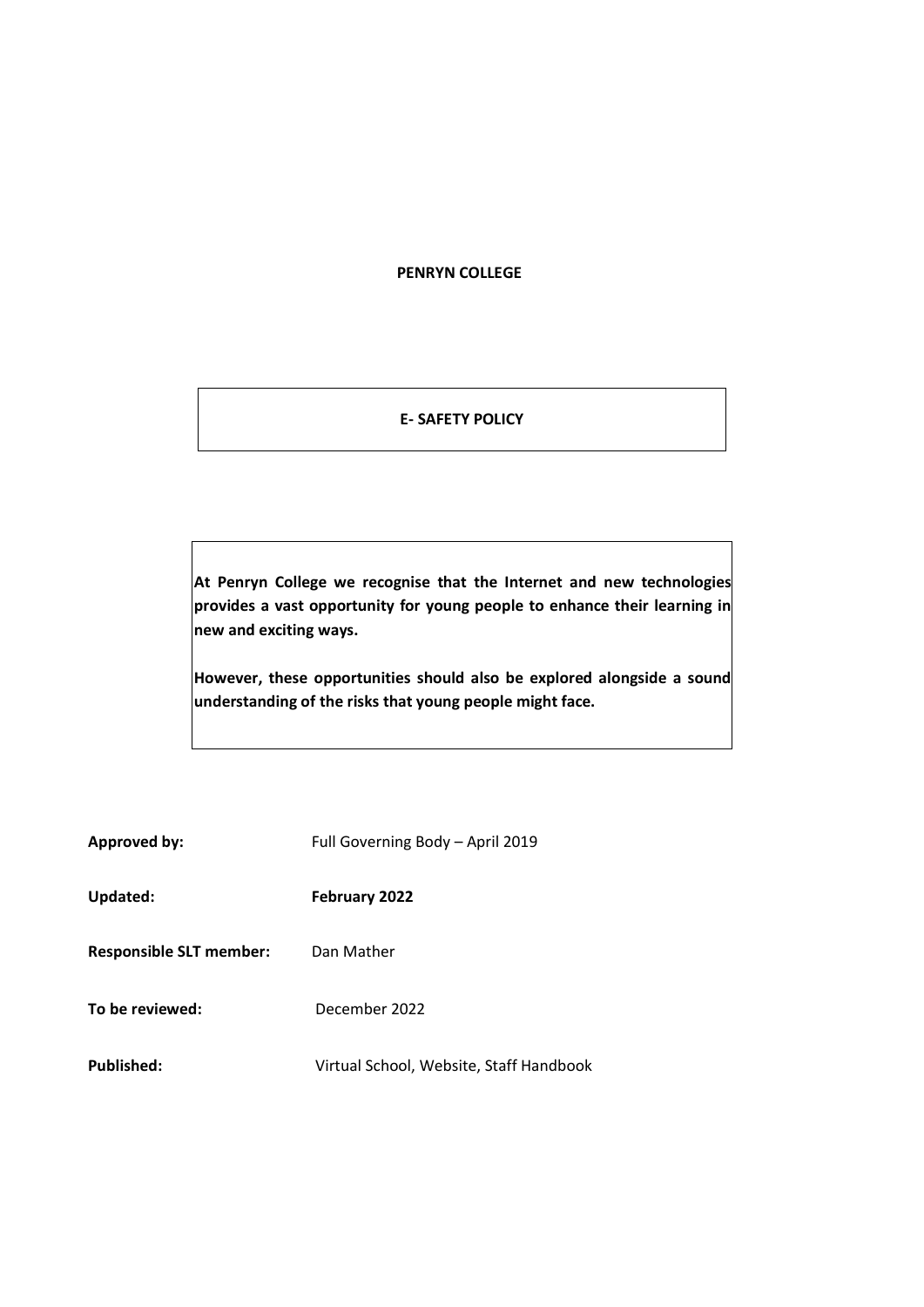**PENRYN COLLEGE**

# E- SAFETY POLICY

**At Penryn College we recognise that the Internet and new technologies provides a vast opportunity for young people to enhance their learning in new and exciting ways.**

**However, these opportunities should also be explored alongside a sound understanding of the risks that young people might face.**

**Approved by:** Full Governing Body – April 2019

**Updated:** **February 2022**

**Responsible SLT member:** Dan Mather

**To be reviewed:** December 2022

**Published:** Virtual School, Website, Staff Handbook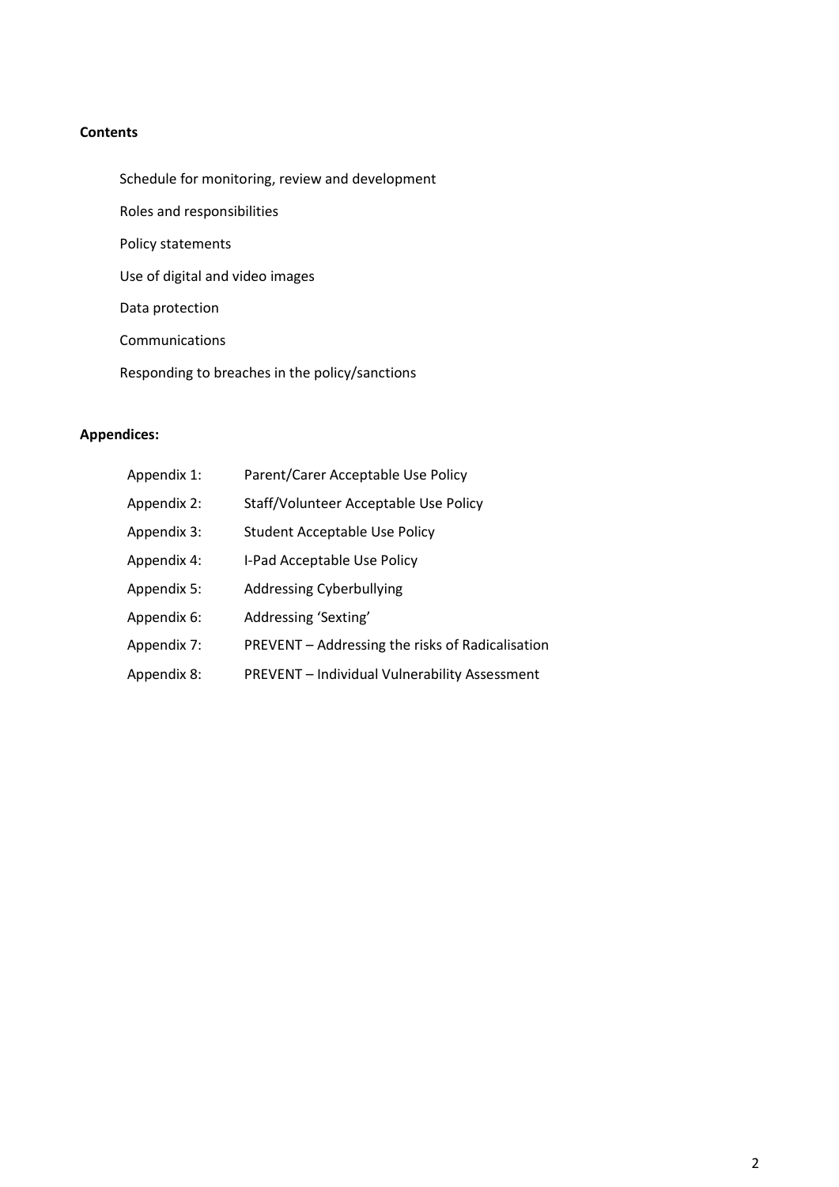**Contents**

- Schedule for monitoring, review and development
- Roles and responsibilities
- Policy statements
- Use of digital and video images
- Data protection
- Communications
- Responding to breaches in the policy/sanctions

**Appendices:**

| | |
|---|---|
| Appendix 1: | Parent/Carer Acceptable Use Policy |
| Appendix 2: | Staff/Volunteer Acceptable Use Policy |
| Appendix 3: | Student Acceptable Use Policy |
| Appendix 4: | I-Pad Acceptable Use Policy |
| Appendix 5: | Addressing Cyberbullying |
| Appendix 6: | Addressing 'Sexting' |
| Appendix 7: | PREVENT – Addressing the risks of Radicalisation |
| Appendix 8: | PREVENT – Individual Vulnerability Assessment |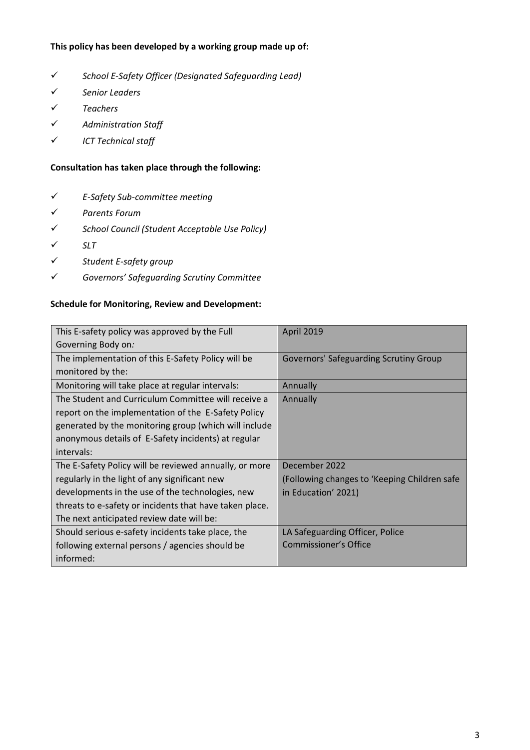**This policy has been developed by a working group made up of:**

- ✓ *School E-Safety Officer (Designated Safeguarding Lead)*
- ✓ *Senior Leaders*
- ✓ *Teachers*
- ✓ *Administration Staff*
- ✓ *ICT Technical staff*

**Consultation has taken place through the following:**

- ✓ *E-Safety Sub-committee meeting*
- ✓ *Parents Forum*
- ✓ *School Council (Student Acceptable Use Policy)*
- ✓ *SLT*
- ✓ *Student E-safety group*
- ✓ *Governors' Safeguarding Scrutiny Committee*

**Schedule for Monitoring, Review and Development:**

| | |
|---|---|
| This E-safety policy was approved by the Full Governing Body on*:* | April 2019 |
| The implementation of this E-Safety Policy will be monitored by the: | Governors' Safeguarding Scrutiny Group |
| Monitoring will take place at regular intervals: | Annually |
| The Student and Curriculum Committee will receive a report on the implementation of the E-Safety Policy generated by the monitoring group (which will include anonymous details of E-Safety incidents) at regular intervals: | Annually |
| The E-Safety Policy will be reviewed annually, or more regularly in the light of any significant new developments in the use of the technologies, new threats to e-safety or incidents that have taken place. The next anticipated review date will be: | December 2022 (Following changes to 'Keeping Children safe in Education' 2021) |
| Should serious e-safety incidents take place, the following external persons / agencies should be informed: | LA Safeguarding Officer, Police Commissioner's Office |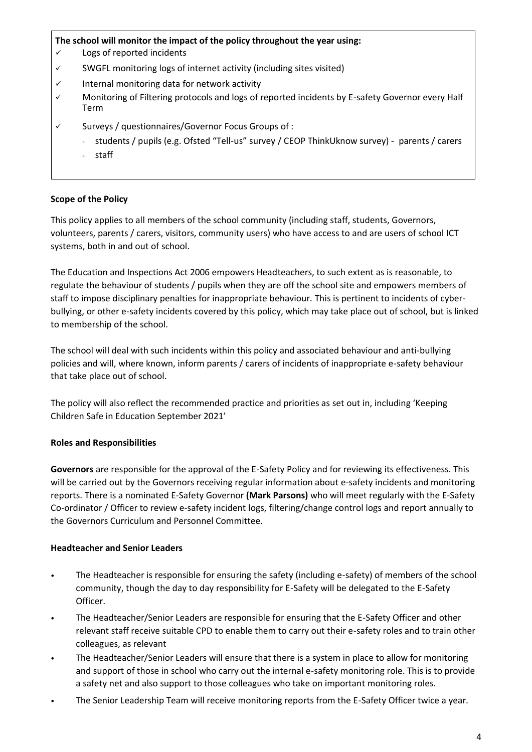**The school will monitor the impact of the policy throughout the year using:**

- ✓ Logs of reported incidents
- ✓ SWGFL monitoring logs of internet activity (including sites visited)
- ✓ Internal monitoring data for network activity
- ✓ Monitoring of Filtering protocols and logs of reported incidents by E-safety Governor every Half Term
- ✓ Surveys / questionnaires/Governor Focus Groups of :
  - students / pupils (e.g. Ofsted "Tell-us" survey / CEOP ThinkUknow survey) - parents / carers
  - staff

**Scope of the Policy**

This policy applies to all members of the school community (including staff, students, Governors, volunteers, parents / carers, visitors, community users) who have access to and are users of school ICT systems, both in and out of school.

The Education and Inspections Act 2006 empowers Headteachers, to such extent as is reasonable, to regulate the behaviour of students / pupils when they are off the school site and empowers members of staff to impose disciplinary penalties for inappropriate behaviour. This is pertinent to incidents of cyber-bullying, or other e-safety incidents covered by this policy, which may take place out of school, but is linked to membership of the school.

The school will deal with such incidents within this policy and associated behaviour and anti-bullying policies and will, where known, inform parents / carers of incidents of inappropriate e-safety behaviour that take place out of school.

The policy will also reflect the recommended practice and priorities as set out in, including 'Keeping Children Safe in Education September 2021'

**Roles and Responsibilities**

**Governors** are responsible for the approval of the E-Safety Policy and for reviewing its effectiveness. This will be carried out by the Governors receiving regular information about e-safety incidents and monitoring reports. There is a nominated E-Safety Governor **(Mark Parsons)** who will meet regularly with the E-Safety Co-ordinator / Officer to review e-safety incident logs, filtering/change control logs and report annually to the Governors Curriculum and Personnel Committee.

**Headteacher and Senior Leaders**

- The Headteacher is responsible for ensuring the safety (including e-safety) of members of the school community, though the day to day responsibility for E-Safety will be delegated to the E-Safety Officer.
- The Headteacher/Senior Leaders are responsible for ensuring that the E-Safety Officer and other relevant staff receive suitable CPD to enable them to carry out their e-safety roles and to train other colleagues, as relevant
- The Headteacher/Senior Leaders will ensure that there is a system in place to allow for monitoring and support of those in school who carry out the internal e-safety monitoring role. This is to provide a safety net and also support to those colleagues who take on important monitoring roles.
- The Senior Leadership Team will receive monitoring reports from the E-Safety Officer twice a year.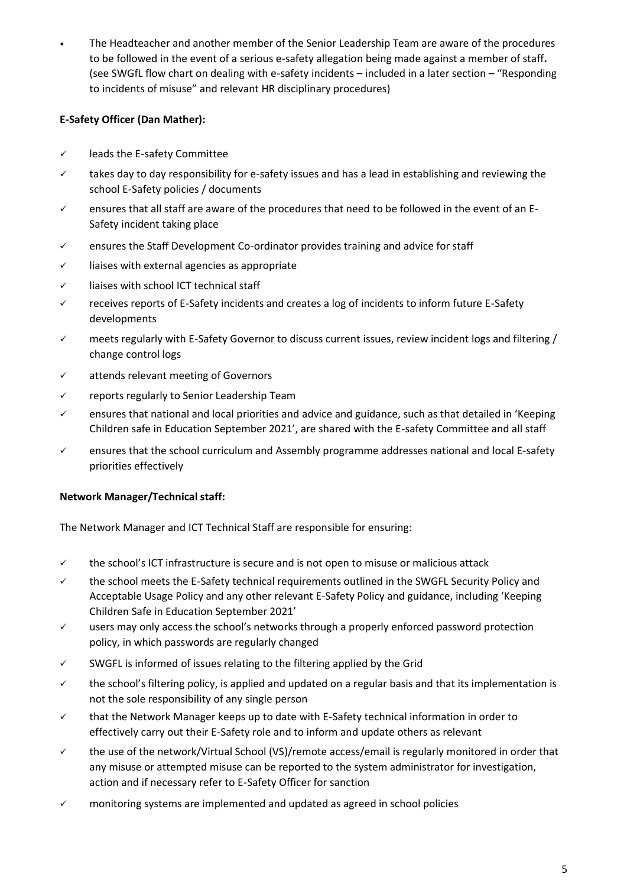- The Headteacher and another member of the Senior Leadership Team are aware of the procedures to be followed in the event of a serious e-safety allegation being made against a member of staff**.** (see SWGfL flow chart on dealing with e-safety incidents – included in a later section – "Responding to incidents of misuse" and relevant HR disciplinary procedures)

**E-Safety Officer (Dan Mather):**

- ✓ leads the E-safety Committee
- ✓ takes day to day responsibility for e-safety issues and has a lead in establishing and reviewing the school E-Safety policies / documents
- ✓ ensures that all staff are aware of the procedures that need to be followed in the event of an E-Safety incident taking place
- ✓ ensures the Staff Development Co-ordinator provides training and advice for staff
- ✓ liaises with external agencies as appropriate
- ✓ liaises with school ICT technical staff
- ✓ receives reports of E-Safety incidents and creates a log of incidents to inform future E-Safety developments
- ✓ meets regularly with E-Safety Governor to discuss current issues, review incident logs and filtering / change control logs
- ✓ attends relevant meeting of Governors
- ✓ reports regularly to Senior Leadership Team
- ✓ ensures that national and local priorities and advice and guidance, such as that detailed in 'Keeping Children safe in Education September 2021', are shared with the E-safety Committee and all staff
- ✓ ensures that the school curriculum and Assembly programme addresses national and local E-safety priorities effectively

**Network Manager/Technical staff:**

The Network Manager and ICT Technical Staff are responsible for ensuring:

- ✓ the school's ICT infrastructure is secure and is not open to misuse or malicious attack
- ✓ the school meets the E-Safety technical requirements outlined in the SWGFL Security Policy and Acceptable Usage Policy and any other relevant E-Safety Policy and guidance, including 'Keeping Children Safe in Education September 2021'
- ✓ users may only access the school's networks through a properly enforced password protection policy, in which passwords are regularly changed
- ✓ SWGFL is informed of issues relating to the filtering applied by the Grid
- ✓ the school's filtering policy, is applied and updated on a regular basis and that its implementation is not the sole responsibility of any single person
- ✓ that the Network Manager keeps up to date with E-Safety technical information in order to effectively carry out their E-Safety role and to inform and update others as relevant
- ✓ the use of the network/Virtual School (VS)/remote access/email is regularly monitored in order that any misuse or attempted misuse can be reported to the system administrator for investigation, action and if necessary refer to E-Safety Officer for sanction
- ✓ monitoring systems are implemented and updated as agreed in school policies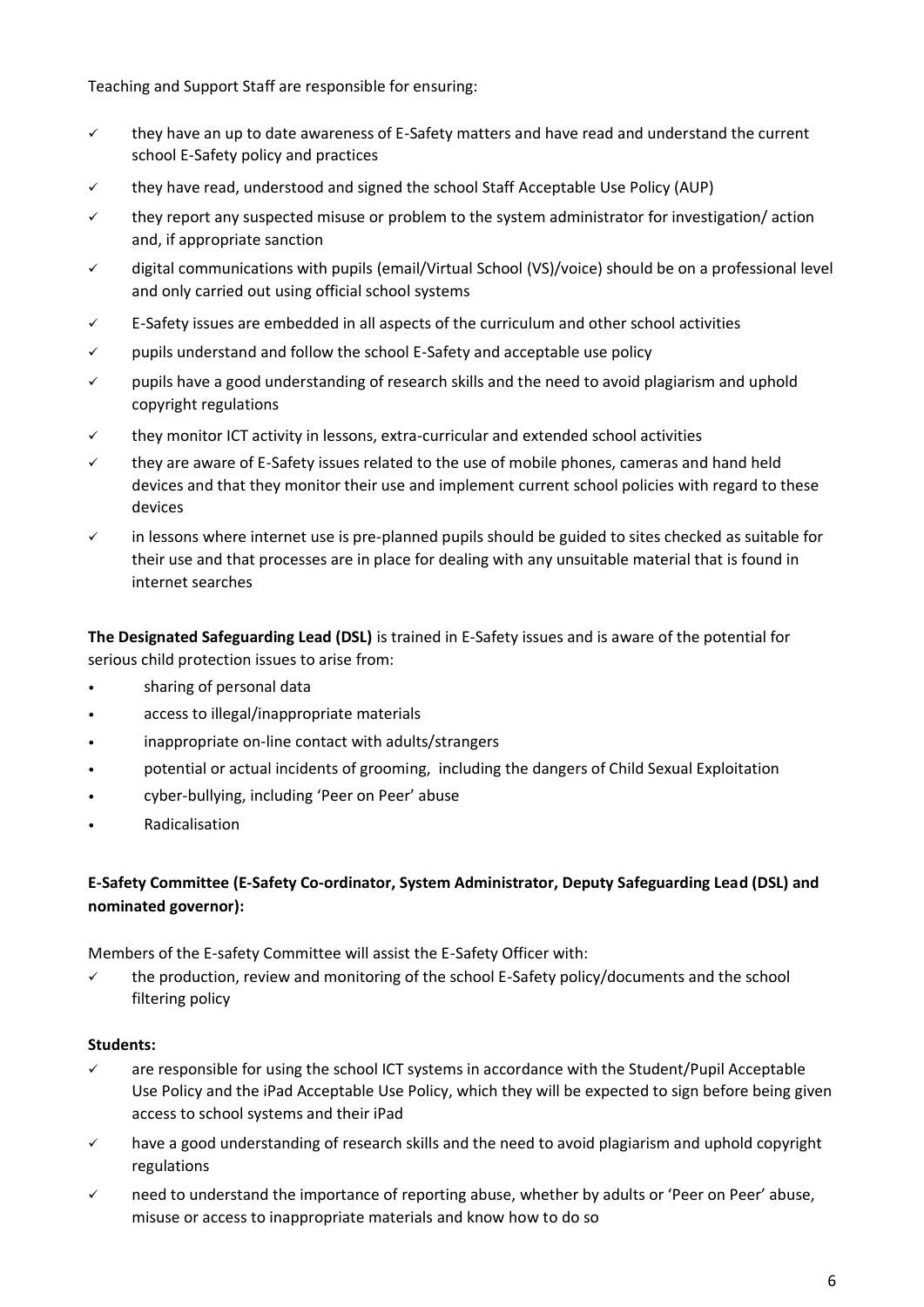Teaching and Support Staff are responsible for ensuring:

- ✓ they have an up to date awareness of E-Safety matters and have read and understand the current school E-Safety policy and practices
- ✓ they have read, understood and signed the school Staff Acceptable Use Policy (AUP)
- ✓ they report any suspected misuse or problem to the system administrator for investigation/ action and, if appropriate sanction
- ✓ digital communications with pupils (email/Virtual School (VS)/voice) should be on a professional level and only carried out using official school systems
- ✓ E-Safety issues are embedded in all aspects of the curriculum and other school activities
- ✓ pupils understand and follow the school E-Safety and acceptable use policy
- ✓ pupils have a good understanding of research skills and the need to avoid plagiarism and uphold copyright regulations
- ✓ they monitor ICT activity in lessons, extra-curricular and extended school activities
- ✓ they are aware of E-Safety issues related to the use of mobile phones, cameras and hand held devices and that they monitor their use and implement current school policies with regard to these devices
- ✓ in lessons where internet use is pre-planned pupils should be guided to sites checked as suitable for their use and that processes are in place for dealing with any unsuitable material that is found in internet searches

**The Designated Safeguarding Lead (DSL)** is trained in E-Safety issues and is aware of the potential for serious child protection issues to arise from:

- sharing of personal data
- access to illegal/inappropriate materials
- inappropriate on-line contact with adults/strangers
- potential or actual incidents of grooming, including the dangers of Child Sexual Exploitation
- cyber-bullying, including 'Peer on Peer' abuse
- Radicalisation

**E-Safety Committee (E-Safety Co-ordinator, System Administrator, Deputy Safeguarding Lead (DSL) and nominated governor):**

Members of the E-safety Committee will assist the E-Safety Officer with:

- ✓ the production, review and monitoring of the school E-Safety policy/documents and the school filtering policy

**Students:**

- ✓ are responsible for using the school ICT systems in accordance with the Student/Pupil Acceptable Use Policy and the iPad Acceptable Use Policy, which they will be expected to sign before being given access to school systems and their iPad
- ✓ have a good understanding of research skills and the need to avoid plagiarism and uphold copyright regulations
- ✓ need to understand the importance of reporting abuse, whether by adults or 'Peer on Peer' abuse, misuse or access to inappropriate materials and know how to do so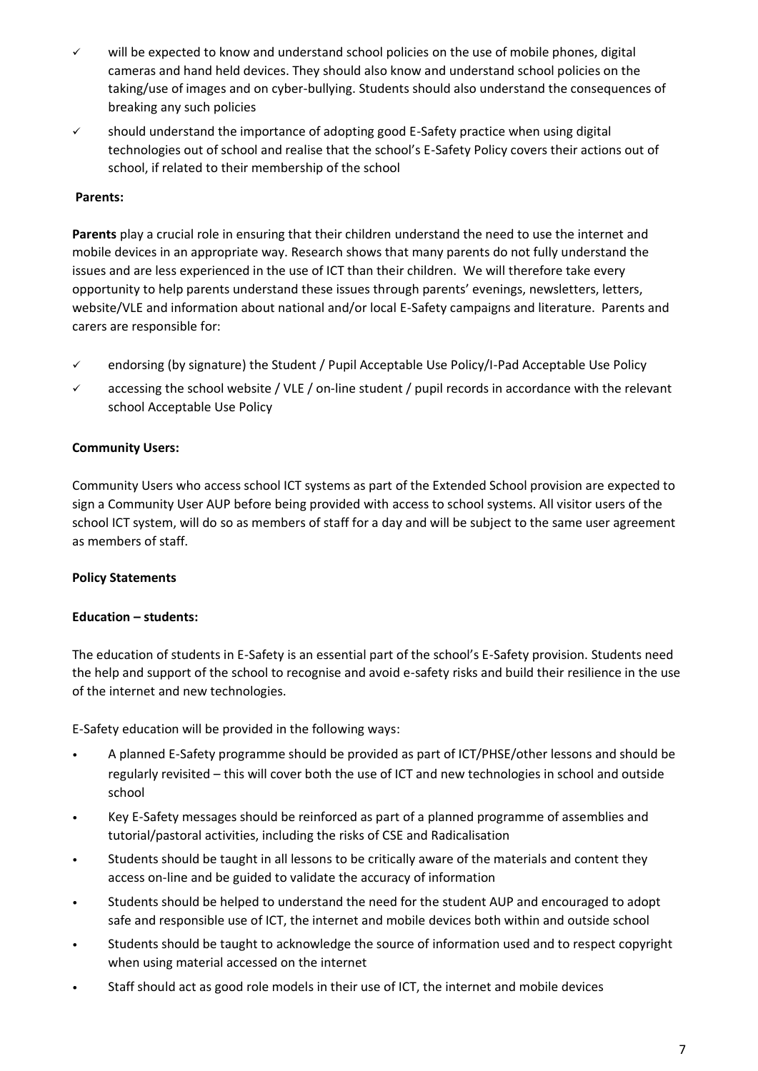- ✓ will be expected to know and understand school policies on the use of mobile phones, digital cameras and hand held devices. They should also know and understand school policies on the taking/use of images and on cyber-bullying. Students should also understand the consequences of breaking any such policies
- ✓ should understand the importance of adopting good E-Safety practice when using digital technologies out of school and realise that the school's E-Safety Policy covers their actions out of school, if related to their membership of the school

**Parents:**

**Parents** play a crucial role in ensuring that their children understand the need to use the internet and mobile devices in an appropriate way. Research shows that many parents do not fully understand the issues and are less experienced in the use of ICT than their children. We will therefore take every opportunity to help parents understand these issues through parents' evenings, newsletters, letters, website/VLE and information about national and/or local E-Safety campaigns and literature. Parents and carers are responsible for:

- ✓ endorsing (by signature) the Student / Pupil Acceptable Use Policy/I-Pad Acceptable Use Policy
- ✓ accessing the school website / VLE / on-line student / pupil records in accordance with the relevant school Acceptable Use Policy

**Community Users:**

Community Users who access school ICT systems as part of the Extended School provision are expected to sign a Community User AUP before being provided with access to school systems. All visitor users of the school ICT system, will do so as members of staff for a day and will be subject to the same user agreement as members of staff.

**Policy Statements**

**Education – students:**

The education of students in E-Safety is an essential part of the school's E-Safety provision. Students need the help and support of the school to recognise and avoid e-safety risks and build their resilience in the use of the internet and new technologies.

E-Safety education will be provided in the following ways:

- A planned E-Safety programme should be provided as part of ICT/PHSE/other lessons and should be regularly revisited – this will cover both the use of ICT and new technologies in school and outside school
- Key E-Safety messages should be reinforced as part of a planned programme of assemblies and tutorial/pastoral activities, including the risks of CSE and Radicalisation
- Students should be taught in all lessons to be critically aware of the materials and content they access on-line and be guided to validate the accuracy of information
- Students should be helped to understand the need for the student AUP and encouraged to adopt safe and responsible use of ICT, the internet and mobile devices both within and outside school
- Students should be taught to acknowledge the source of information used and to respect copyright when using material accessed on the internet
- Staff should act as good role models in their use of ICT, the internet and mobile devices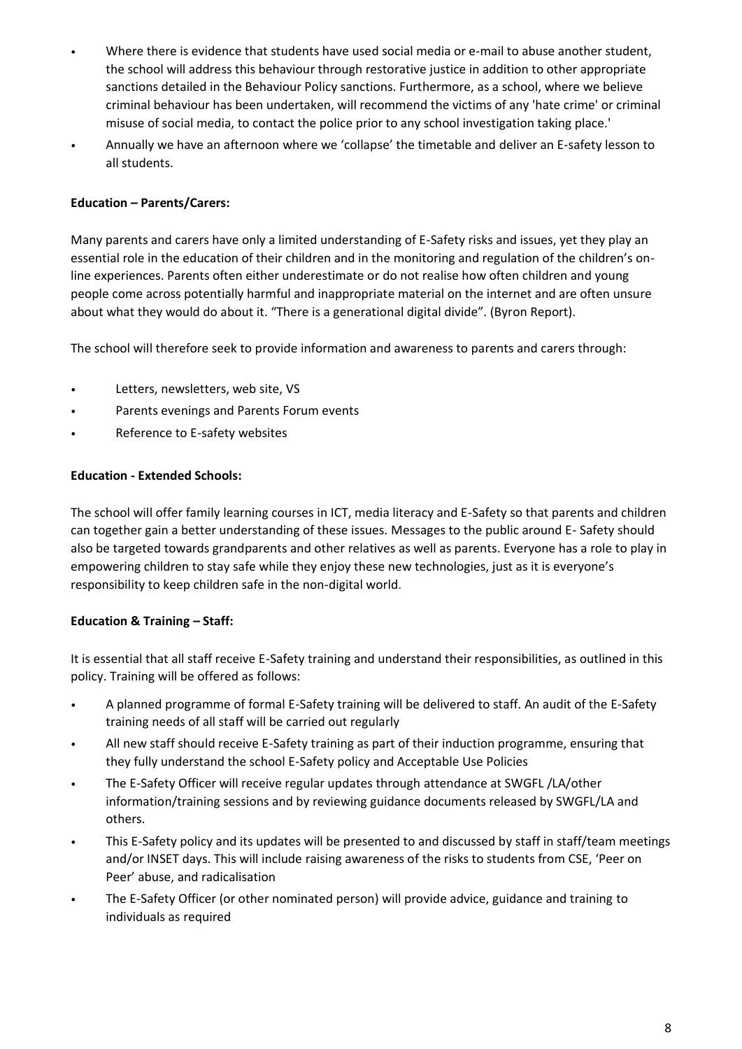- Where there is evidence that students have used social media or e-mail to abuse another student, the school will address this behaviour through restorative justice in addition to other appropriate sanctions detailed in the Behaviour Policy sanctions. Furthermore, as a school, where we believe criminal behaviour has been undertaken, will recommend the victims of any 'hate crime' or criminal misuse of social media, to contact the police prior to any school investigation taking place.'
- Annually we have an afternoon where we 'collapse' the timetable and deliver an E-safety lesson to all students.

**Education – Parents/Carers:**

Many parents and carers have only a limited understanding of E-Safety risks and issues, yet they play an essential role in the education of their children and in the monitoring and regulation of the children's on-line experiences. Parents often either underestimate or do not realise how often children and young people come across potentially harmful and inappropriate material on the internet and are often unsure about what they would do about it. "There is a generational digital divide". (Byron Report).

The school will therefore seek to provide information and awareness to parents and carers through:

- Letters, newsletters, web site, VS
- Parents evenings and Parents Forum events
- Reference to E-safety websites

**Education - Extended Schools:**

The school will offer family learning courses in ICT, media literacy and E-Safety so that parents and children can together gain a better understanding of these issues. Messages to the public around E- Safety should also be targeted towards grandparents and other relatives as well as parents. Everyone has a role to play in empowering children to stay safe while they enjoy these new technologies, just as it is everyone's responsibility to keep children safe in the non-digital world.

**Education & Training – Staff:**

It is essential that all staff receive E-Safety training and understand their responsibilities, as outlined in this policy. Training will be offered as follows:

- A planned programme of formal E-Safety training will be delivered to staff. An audit of the E-Safety training needs of all staff will be carried out regularly
- All new staff should receive E-Safety training as part of their induction programme, ensuring that they fully understand the school E-Safety policy and Acceptable Use Policies
- The E-Safety Officer will receive regular updates through attendance at SWGFL /LA/other information/training sessions and by reviewing guidance documents released by SWGFL/LA and others.
- This E-Safety policy and its updates will be presented to and discussed by staff in staff/team meetings and/or INSET days. This will include raising awareness of the risks to students from CSE, 'Peer on Peer' abuse, and radicalisation
- The E-Safety Officer (or other nominated person) will provide advice, guidance and training to individuals as required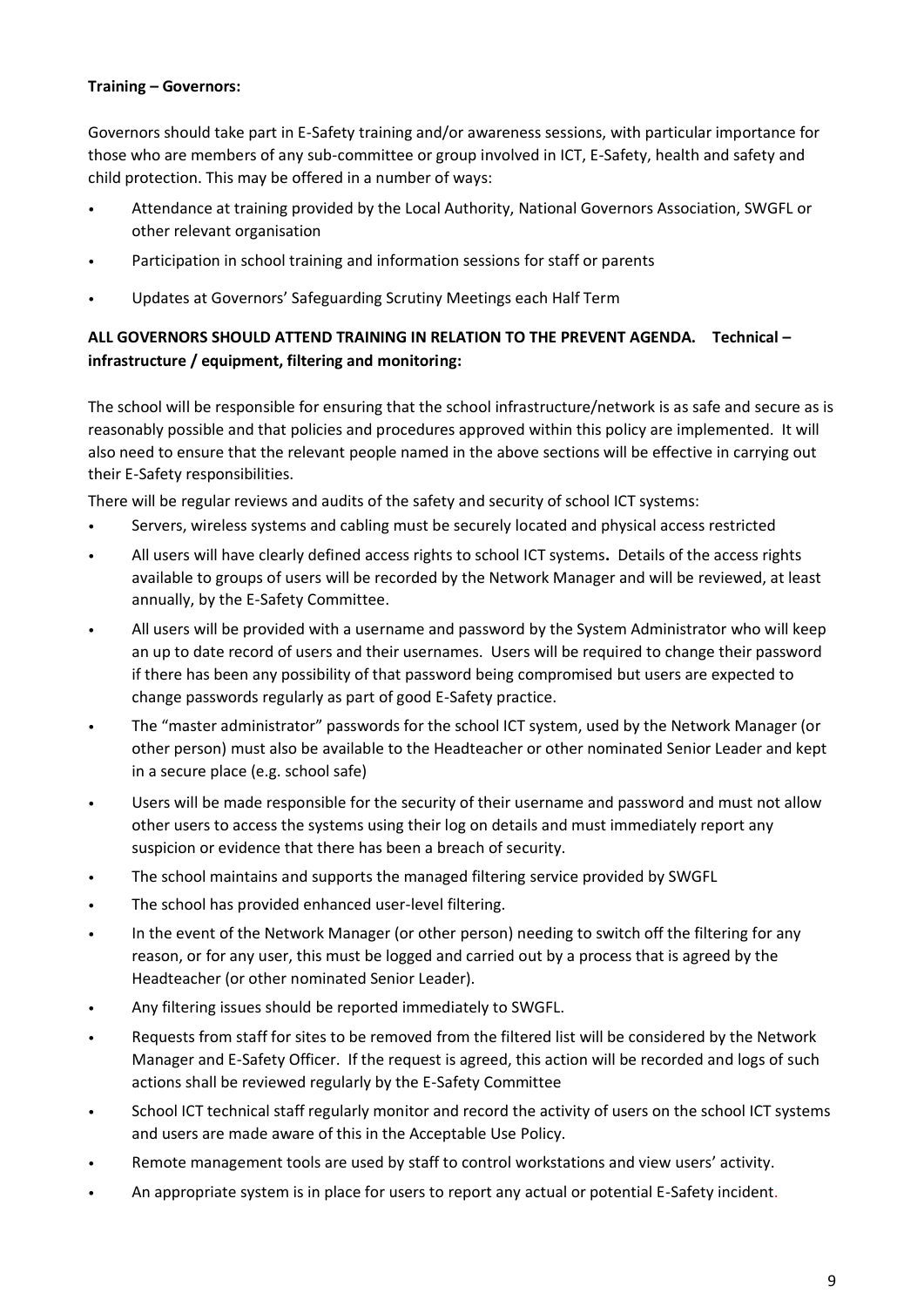**Training – Governors:**

Governors should take part in E-Safety training and/or awareness sessions, with particular importance for those who are members of any sub-committee or group involved in ICT, E-Safety, health and safety and child protection. This may be offered in a number of ways:

- Attendance at training provided by the Local Authority, National Governors Association, SWGFL or other relevant organisation
- Participation in school training and information sessions for staff or parents
- Updates at Governors' Safeguarding Scrutiny Meetings each Half Term

**ALL GOVERNORS SHOULD ATTEND TRAINING IN RELATION TO THE PREVENT AGENDA.** **Technical – infrastructure / equipment, filtering and monitoring:**

The school will be responsible for ensuring that the school infrastructure/network is as safe and secure as is reasonably possible and that policies and procedures approved within this policy are implemented. It will also need to ensure that the relevant people named in the above sections will be effective in carrying out their E-Safety responsibilities.

There will be regular reviews and audits of the safety and security of school ICT systems:

- Servers, wireless systems and cabling must be securely located and physical access restricted
- All users will have clearly defined access rights to school ICT systems**.** Details of the access rights available to groups of users will be recorded by the Network Manager and will be reviewed, at least annually, by the E-Safety Committee.
- All users will be provided with a username and password by the System Administrator who will keep an up to date record of users and their usernames. Users will be required to change their password if there has been any possibility of that password being compromised but users are expected to change passwords regularly as part of good E-Safety practice.
- The "master administrator" passwords for the school ICT system, used by the Network Manager (or other person) must also be available to the Headteacher or other nominated Senior Leader and kept in a secure place (e.g. school safe)
- Users will be made responsible for the security of their username and password and must not allow other users to access the systems using their log on details and must immediately report any suspicion or evidence that there has been a breach of security.
- The school maintains and supports the managed filtering service provided by SWGFL
- The school has provided enhanced user-level filtering.
- In the event of the Network Manager (or other person) needing to switch off the filtering for any reason, or for any user, this must be logged and carried out by a process that is agreed by the Headteacher (or other nominated Senior Leader).
- Any filtering issues should be reported immediately to SWGFL.
- Requests from staff for sites to be removed from the filtered list will be considered by the Network Manager and E-Safety Officer. If the request is agreed, this action will be recorded and logs of such actions shall be reviewed regularly by the E-Safety Committee
- School ICT technical staff regularly monitor and record the activity of users on the school ICT systems and users are made aware of this in the Acceptable Use Policy.
- Remote management tools are used by staff to control workstations and view users' activity.
- An appropriate system is in place for users to report any actual or potential E-Safety incident.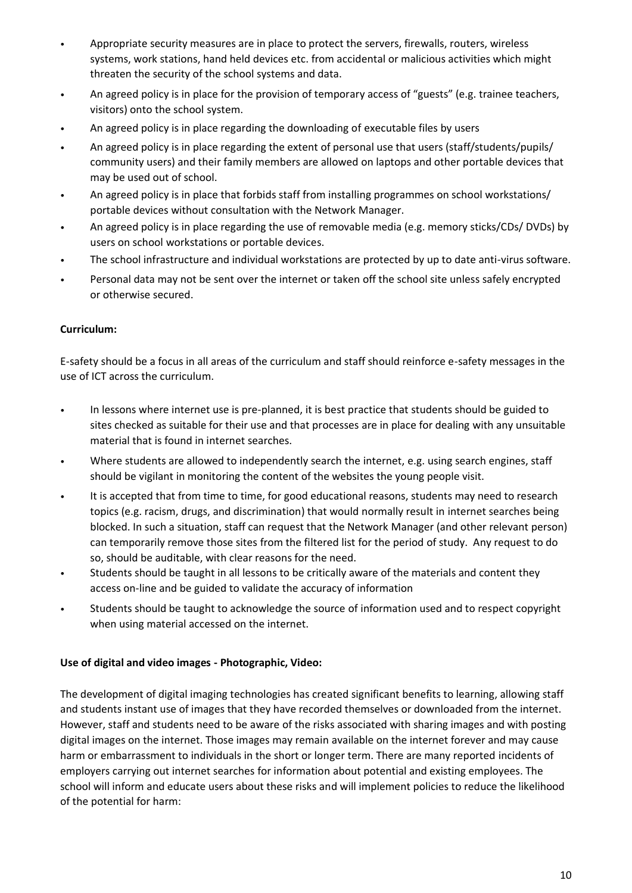- Appropriate security measures are in place to protect the servers, firewalls, routers, wireless systems, work stations, hand held devices etc. from accidental or malicious activities which might threaten the security of the school systems and data.
- An agreed policy is in place for the provision of temporary access of "guests" (e.g. trainee teachers, visitors) onto the school system.
- An agreed policy is in place regarding the downloading of executable files by users
- An agreed policy is in place regarding the extent of personal use that users (staff/students/pupils/ community users) and their family members are allowed on laptops and other portable devices that may be used out of school.
- An agreed policy is in place that forbids staff from installing programmes on school workstations/ portable devices without consultation with the Network Manager.
- An agreed policy is in place regarding the use of removable media (e.g. memory sticks/CDs/ DVDs) by users on school workstations or portable devices.
- The school infrastructure and individual workstations are protected by up to date anti-virus software.
- Personal data may not be sent over the internet or taken off the school site unless safely encrypted or otherwise secured.

**Curriculum:**

E-safety should be a focus in all areas of the curriculum and staff should reinforce e-safety messages in the use of ICT across the curriculum.

- In lessons where internet use is pre-planned, it is best practice that students should be guided to sites checked as suitable for their use and that processes are in place for dealing with any unsuitable material that is found in internet searches.
- Where students are allowed to independently search the internet, e.g. using search engines, staff should be vigilant in monitoring the content of the websites the young people visit.
- It is accepted that from time to time, for good educational reasons, students may need to research topics (e.g. racism, drugs, and discrimination) that would normally result in internet searches being blocked. In such a situation, staff can request that the Network Manager (and other relevant person) can temporarily remove those sites from the filtered list for the period of study. Any request to do so, should be auditable, with clear reasons for the need.
- Students should be taught in all lessons to be critically aware of the materials and content they access on-line and be guided to validate the accuracy of information
- Students should be taught to acknowledge the source of information used and to respect copyright when using material accessed on the internet.

**Use of digital and video images - Photographic, Video:**

The development of digital imaging technologies has created significant benefits to learning, allowing staff and students instant use of images that they have recorded themselves or downloaded from the internet. However, staff and students need to be aware of the risks associated with sharing images and with posting digital images on the internet. Those images may remain available on the internet forever and may cause harm or embarrassment to individuals in the short or longer term. There are many reported incidents of employers carrying out internet searches for information about potential and existing employees. The school will inform and educate users about these risks and will implement policies to reduce the likelihood of the potential for harm: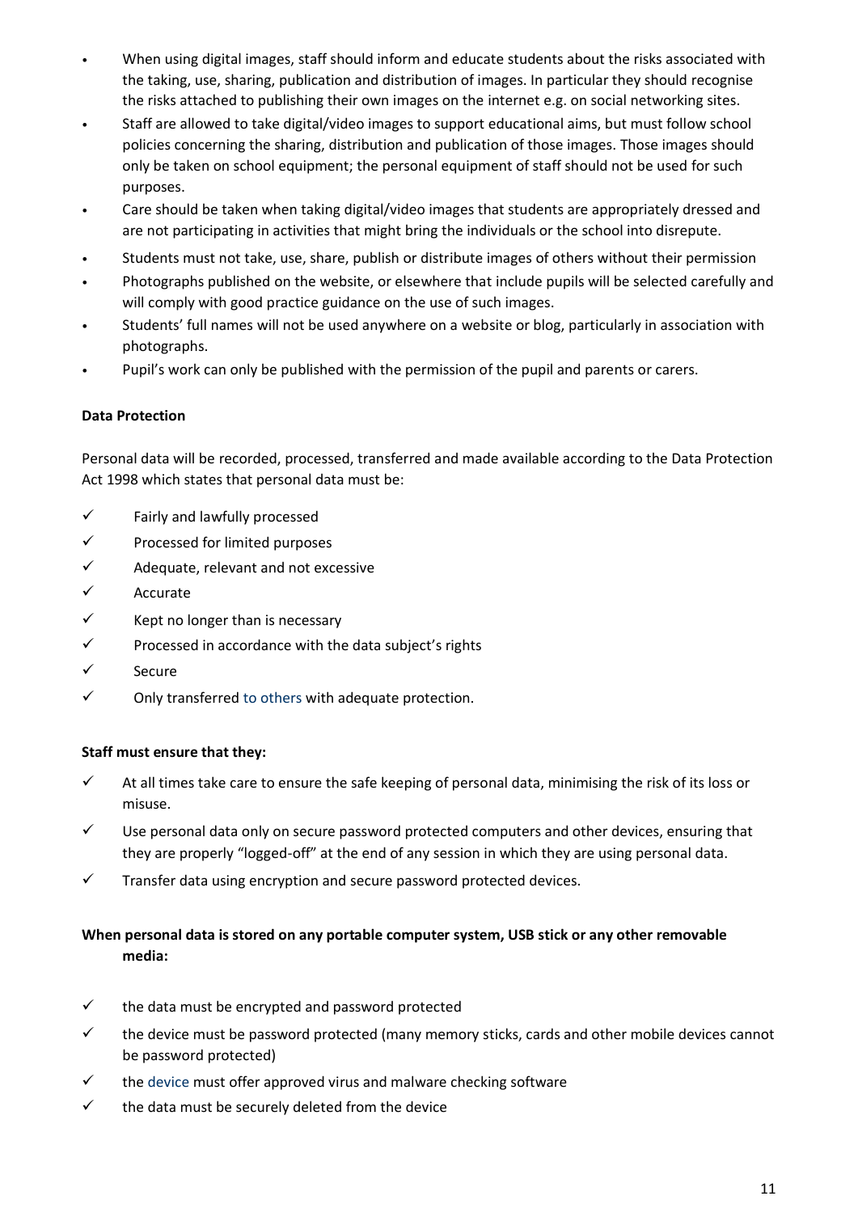- When using digital images, staff should inform and educate students about the risks associated with the taking, use, sharing, publication and distribution of images. In particular they should recognise the risks attached to publishing their own images on the internet e.g. on social networking sites.
- Staff are allowed to take digital/video images to support educational aims, but must follow school policies concerning the sharing, distribution and publication of those images. Those images should only be taken on school equipment; the personal equipment of staff should not be used for such purposes.
- Care should be taken when taking digital/video images that students are appropriately dressed and are not participating in activities that might bring the individuals or the school into disrepute.
- Students must not take, use, share, publish or distribute images of others without their permission
- Photographs published on the website, or elsewhere that include pupils will be selected carefully and will comply with good practice guidance on the use of such images.
- Students' full names will not be used anywhere on a website or blog, particularly in association with photographs.
- Pupil's work can only be published with the permission of the pupil and parents or carers.

**Data Protection**

Personal data will be recorded, processed, transferred and made available according to the Data Protection Act 1998 which states that personal data must be:

- ✓ Fairly and lawfully processed
- ✓ Processed for limited purposes
- ✓ Adequate, relevant and not excessive
- ✓ Accurate
- ✓ Kept no longer than is necessary
- ✓ Processed in accordance with the data subject's rights
- ✓ Secure
- ✓ Only transferred to others with adequate protection.

**Staff must ensure that they:**

- ✓ At all times take care to ensure the safe keeping of personal data, minimising the risk of its loss or misuse.
- ✓ Use personal data only on secure password protected computers and other devices, ensuring that they are properly "logged-off" at the end of any session in which they are using personal data.
- ✓ Transfer data using encryption and secure password protected devices.

**When personal data is stored on any portable computer system, USB stick or any other removable media:**

- ✓ the data must be encrypted and password protected
- ✓ the device must be password protected (many memory sticks, cards and other mobile devices cannot be password protected)
- ✓ the device must offer approved virus and malware checking software
- ✓ the data must be securely deleted from the device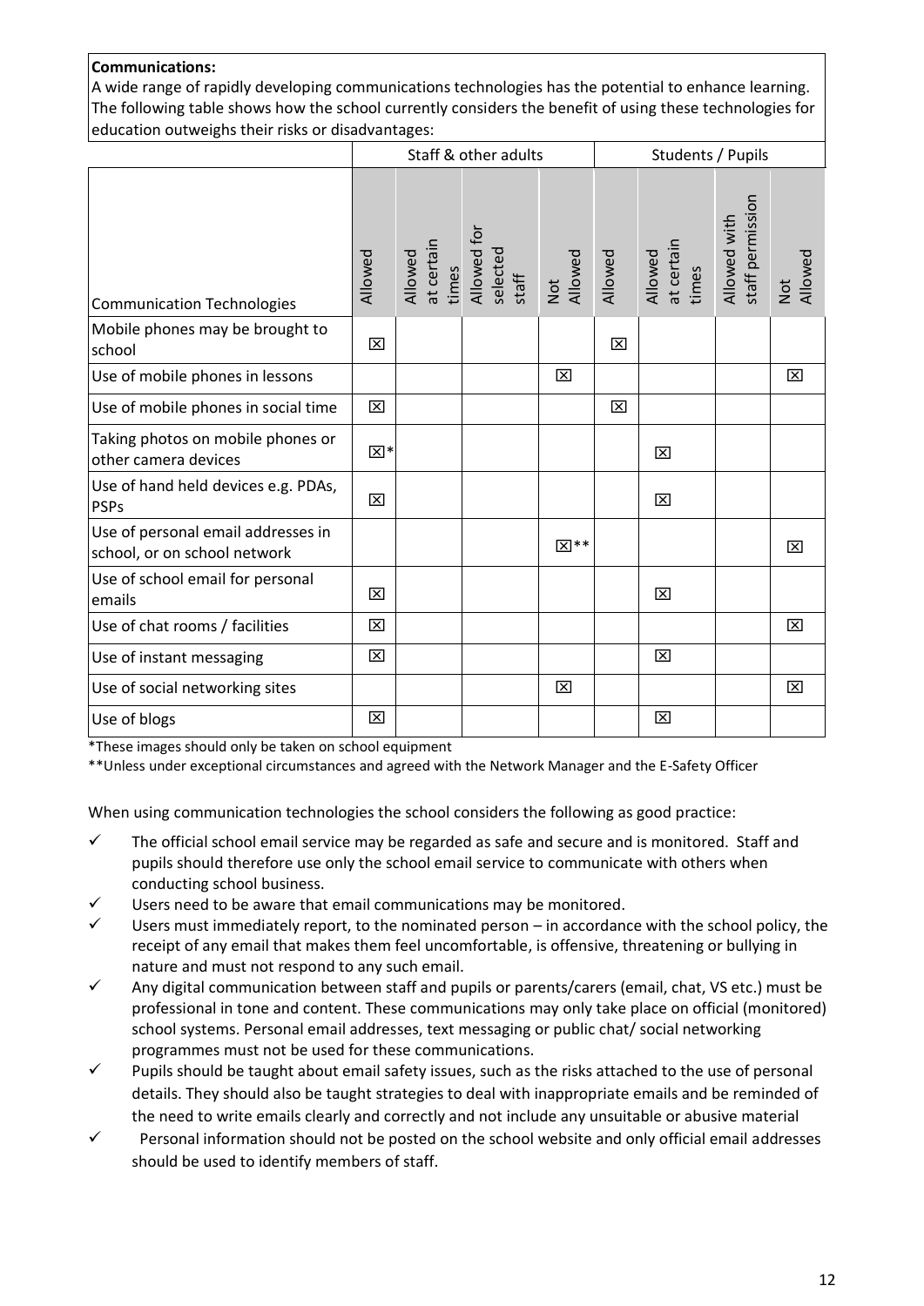**Communications:**

A wide range of rapidly developing communications technologies has the potential to enhance learning. The following table shows how the school currently considers the benefit of using these technologies for education outweighs their risks or disadvantages:

| | Staff & other adults | | | | Students / Pupils | | | |
|---|---|---|---|---|---|---|---|---|
| Communication Technologies | Allowed | Allowed at certain times | Allowed for selected staff | Not Allowed | Allowed | Allowed at certain times | Allowed with staff permission | Not Allowed |
| Mobile phones may be brought to school | ☒ | | | | ☒ | | | |
| Use of mobile phones in lessons | | | | ☒ | | | | ☒ |
| Use of mobile phones in social time | ☒ | | | | ☒ | | | |
| Taking photos on mobile phones or other camera devices | ☒* | | | | | ☒ | | |
| Use of hand held devices e.g. PDAs, PSPs | ☒ | | | | | ☒ | | |
| Use of personal email addresses in school, or on school network | | | | ☒** | | | | ☒ |
| Use of school email for personal emails | ☒ | | | | | ☒ | | |
| Use of chat rooms / facilities | ☒ | | | | | | | ☒ |
| Use of instant messaging | ☒ | | | | | ☒ | | |
| Use of social networking sites | | | | ☒ | | | | ☒ |
| Use of blogs | ☒ | | | | | ☒ | | |

*These images should only be taken on school equipment

**Unless under exceptional circumstances and agreed with the Network Manager and the E-Safety Officer

When using communication technologies the school considers the following as good practice:

- ✓ The official school email service may be regarded as safe and secure and is monitored. Staff and pupils should therefore use only the school email service to communicate with others when conducting school business.
- ✓ Users need to be aware that email communications may be monitored.
- ✓ Users must immediately report, to the nominated person – in accordance with the school policy, the receipt of any email that makes them feel uncomfortable, is offensive, threatening or bullying in nature and must not respond to any such email.
- ✓ Any digital communication between staff and pupils or parents/carers (email, chat, VS etc.) must be professional in tone and content. These communications may only take place on official (monitored) school systems. Personal email addresses, text messaging or public chat/ social networking programmes must not be used for these communications.
- ✓ Pupils should be taught about email safety issues, such as the risks attached to the use of personal details. They should also be taught strategies to deal with inappropriate emails and be reminded of the need to write emails clearly and correctly and not include any unsuitable or abusive material
- ✓ Personal information should not be posted on the school website and only official email addresses should be used to identify members of staff.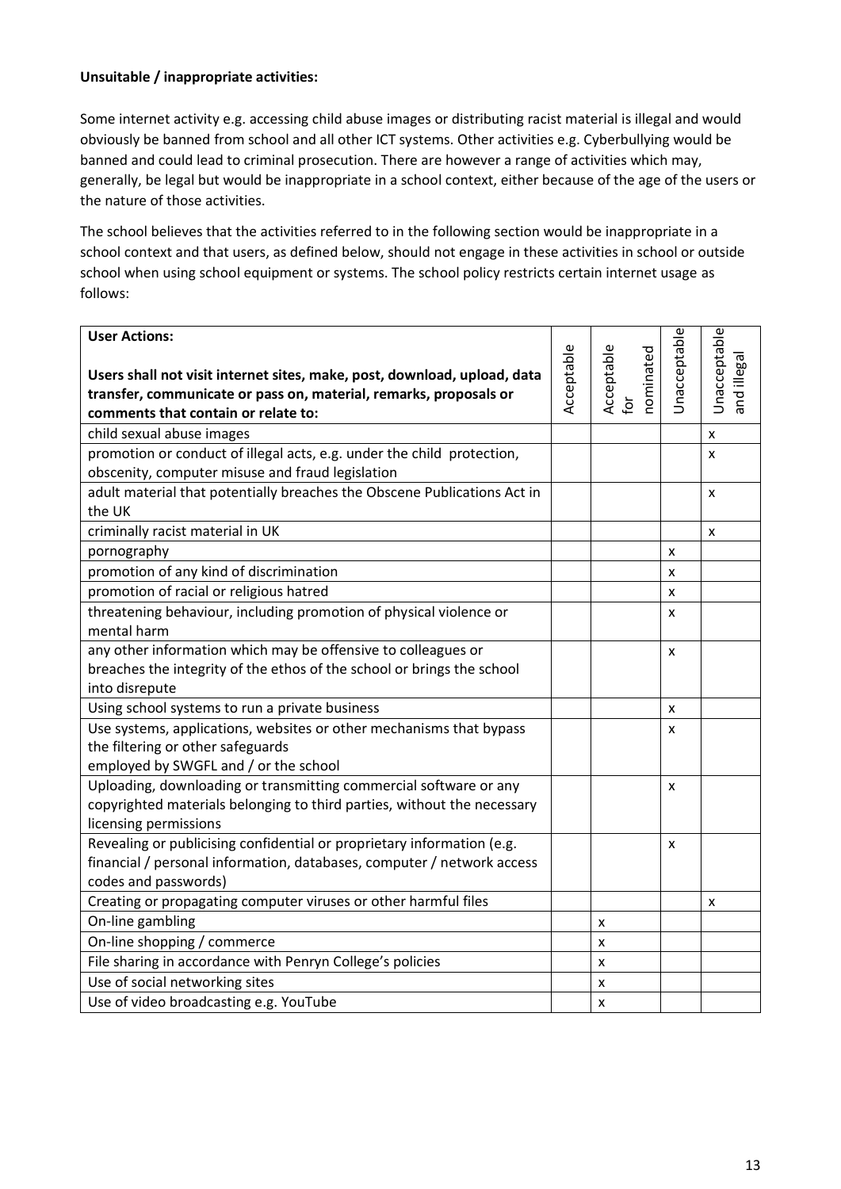**Unsuitable / inappropriate activities:**

Some internet activity e.g. accessing child abuse images or distributing racist material is illegal and would obviously be banned from school and all other ICT systems. Other activities e.g. Cyberbullying would be banned and could lead to criminal prosecution. There are however a range of activities which may, generally, be legal but would be inappropriate in a school context, either because of the age of the users or the nature of those activities.

The school believes that the activities referred to in the following section would be inappropriate in a school context and that users, as defined below, should not engage in these activities in school or outside school when using school equipment or systems. The school policy restricts certain internet usage as follows:

| **User Actions:**<br><br>**Users shall not visit internet sites, make, post, download, upload, data transfer, communicate or pass on, material, remarks, proposals or comments that contain or relate to:** | Acceptable | Acceptable for nominated | Unacceptable | Unacceptable and illegal |
|---|---|---|---|---|
| child sexual abuse images | | | | x |
| promotion or conduct of illegal acts, e.g. under the child protection, obscenity, computer misuse and fraud legislation | | | | x |
| adult material that potentially breaches the Obscene Publications Act in the UK | | | | x |
| criminally racist material in UK | | | | x |
| pornography | | | x | |
| promotion of any kind of discrimination | | | x | |
| promotion of racial or religious hatred | | | x | |
| threatening behaviour, including promotion of physical violence or mental harm | | | x | |
| any other information which may be offensive to colleagues or breaches the integrity of the ethos of the school or brings the school into disrepute | | | x | |
| Using school systems to run a private business | | | x | |
| Use systems, applications, websites or other mechanisms that bypass the filtering or other safeguards employed by SWGFL and / or the school | | | x | |
| Uploading, downloading or transmitting commercial software or any copyrighted materials belonging to third parties, without the necessary licensing permissions | | | x | |
| Revealing or publicising confidential or proprietary information (e.g. financial / personal information, databases, computer / network access codes and passwords) | | | x | |
| Creating or propagating computer viruses or other harmful files | | | | x |
| On-line gambling | | x | | |
| On-line shopping / commerce | | x | | |
| File sharing in accordance with Penryn College's policies | | x | | |
| Use of social networking sites | | x | | |
| Use of video broadcasting e.g. YouTube | | x | | |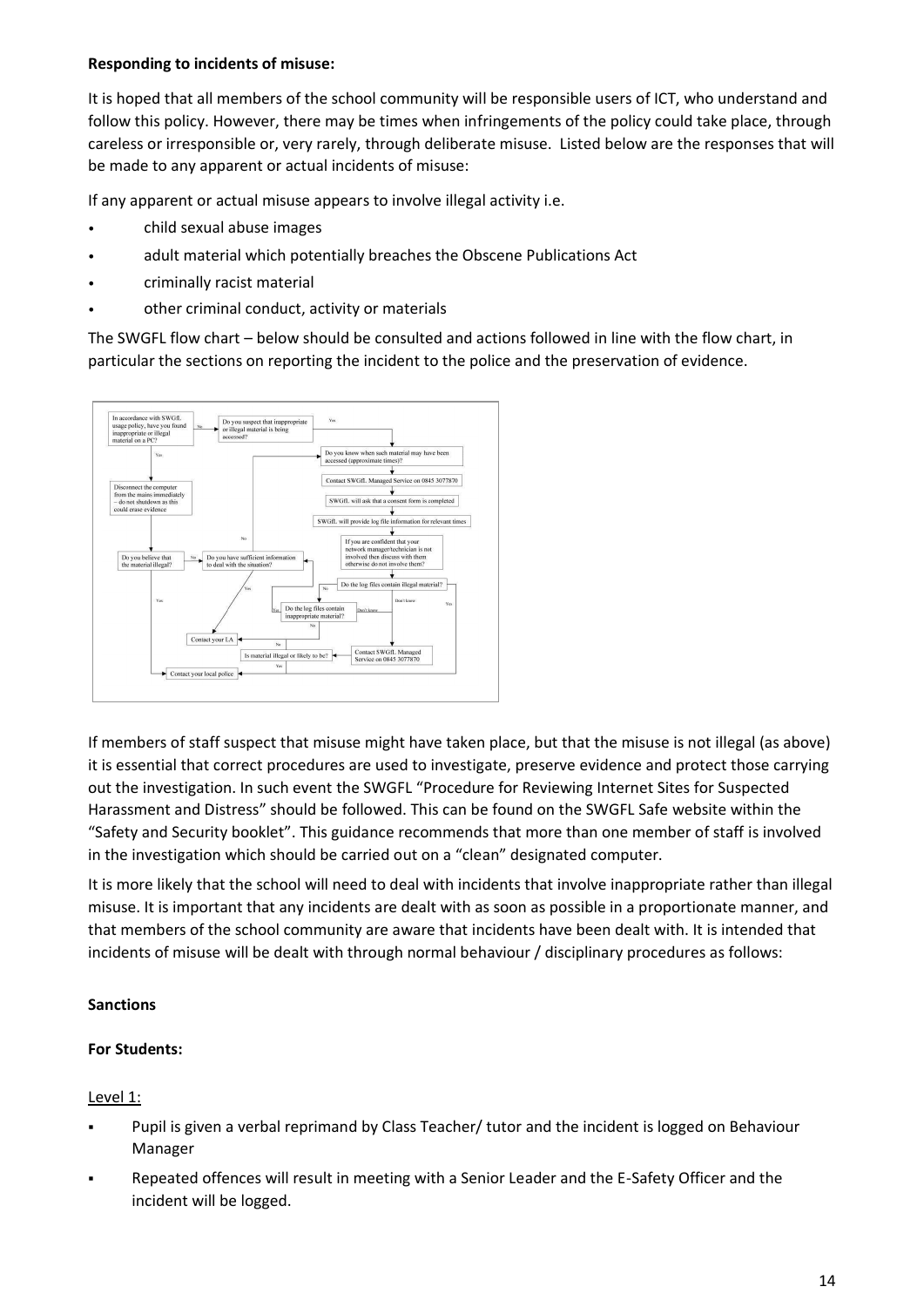**Responding to incidents of misuse:**

It is hoped that all members of the school community will be responsible users of ICT, who understand and follow this policy. However, there may be times when infringements of the policy could take place, through careless or irresponsible or, very rarely, through deliberate misuse. Listed below are the responses that will be made to any apparent or actual incidents of misuse:

If any apparent or actual misuse appears to involve illegal activity i.e.

- child sexual abuse images
- adult material which potentially breaches the Obscene Publications Act
- criminally racist material
- other criminal conduct, activity or materials

The SWGFL flow chart – below should be consulted and actions followed in line with the flow chart, in particular the sections on reporting the incident to the police and the preservation of evidence.

If members of staff suspect that misuse might have taken place, but that the misuse is not illegal (as above) it is essential that correct procedures are used to investigate, preserve evidence and protect those carrying out the investigation. In such event the SWGFL "Procedure for Reviewing Internet Sites for Suspected Harassment and Distress" should be followed. This can be found on the SWGFL Safe website within the "Safety and Security booklet". This guidance recommends that more than one member of staff is involved in the investigation which should be carried out on a "clean" designated computer.

It is more likely that the school will need to deal with incidents that involve inappropriate rather than illegal misuse. It is important that any incidents are dealt with as soon as possible in a proportionate manner, and that members of the school community are aware that incidents have been dealt with. It is intended that incidents of misuse will be dealt with through normal behaviour / disciplinary procedures as follows:

**Sanctions**

**For Students:**

Level 1:

- Pupil is given a verbal reprimand by Class Teacher/ tutor and the incident is logged on Behaviour Manager
- Repeated offences will result in meeting with a Senior Leader and the E-Safety Officer and the incident will be logged.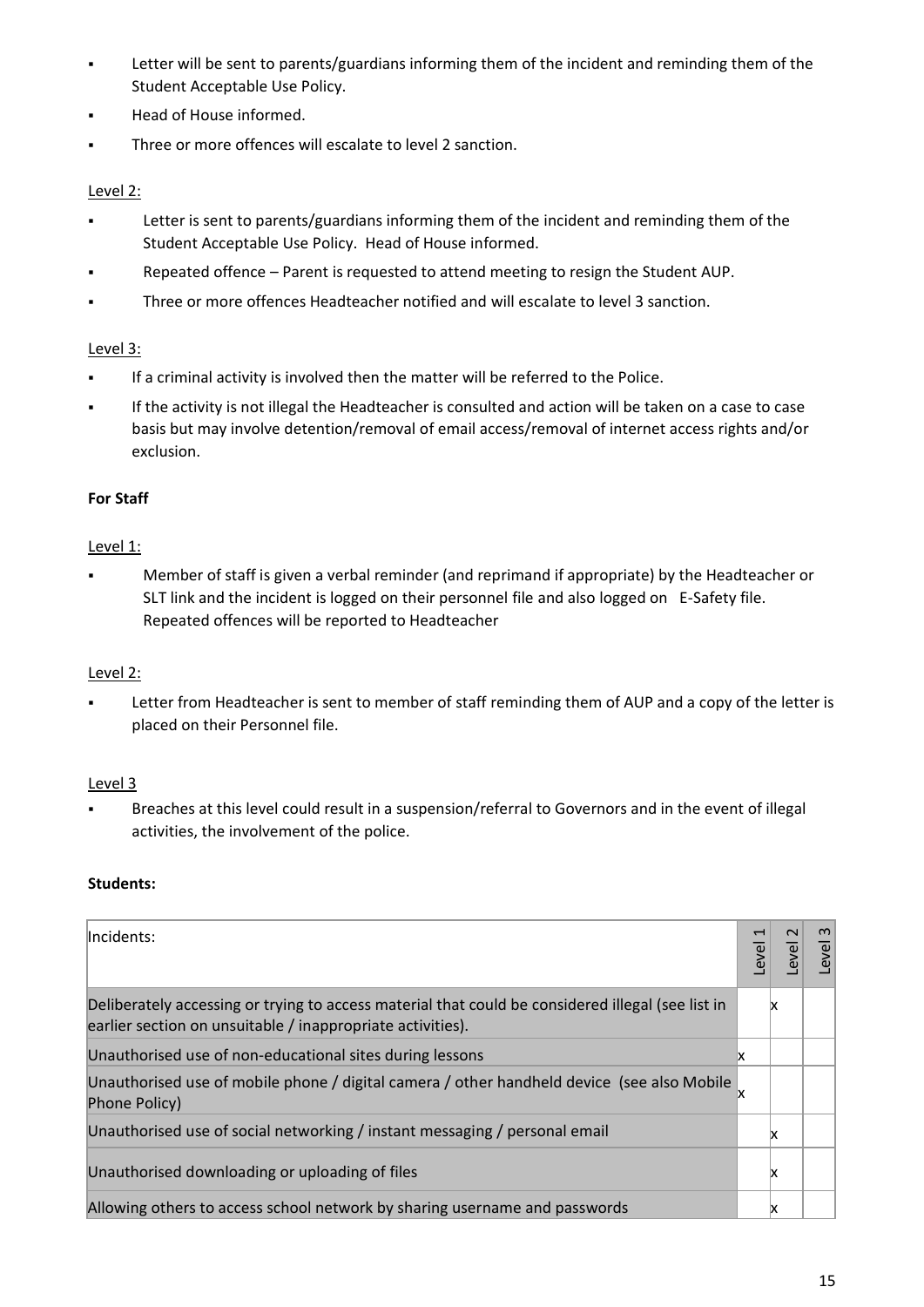- Letter will be sent to parents/guardians informing them of the incident and reminding them of the Student Acceptable Use Policy.
- Head of House informed.
- Three or more offences will escalate to level 2 sanction.

Level 2:

- Letter is sent to parents/guardians informing them of the incident and reminding them of the Student Acceptable Use Policy. Head of House informed.
- Repeated offence – Parent is requested to attend meeting to resign the Student AUP.
- Three or more offences Headteacher notified and will escalate to level 3 sanction.

Level 3:

- If a criminal activity is involved then the matter will be referred to the Police.
- If the activity is not illegal the Headteacher is consulted and action will be taken on a case to case basis but may involve detention/removal of email access/removal of internet access rights and/or exclusion.

**For Staff**

Level 1:

- Member of staff is given a verbal reminder (and reprimand if appropriate) by the Headteacher or SLT link and the incident is logged on their personnel file and also logged on E-Safety file. Repeated offences will be reported to Headteacher

Level 2:

- Letter from Headteacher is sent to member of staff reminding them of AUP and a copy of the letter is placed on their Personnel file.

Level 3

- Breaches at this level could result in a suspension/referral to Governors and in the event of illegal activities, the involvement of the police.

**Students:**

| Incidents: | Level 1 | Level 2 | Level 3 |
|---|---|---|---|
| Deliberately accessing or trying to access material that could be considered illegal (see list in earlier section on unsuitable / inappropriate activities). | | x | |
| Unauthorised use of non-educational sites during lessons | x | | |
| Unauthorised use of mobile phone / digital camera / other handheld device (see also Mobile Phone Policy) | x | | |
| Unauthorised use of social networking / instant messaging / personal email | | x | |
| Unauthorised downloading or uploading of files | | x | |
| Allowing others to access school network by sharing username and passwords | | x | |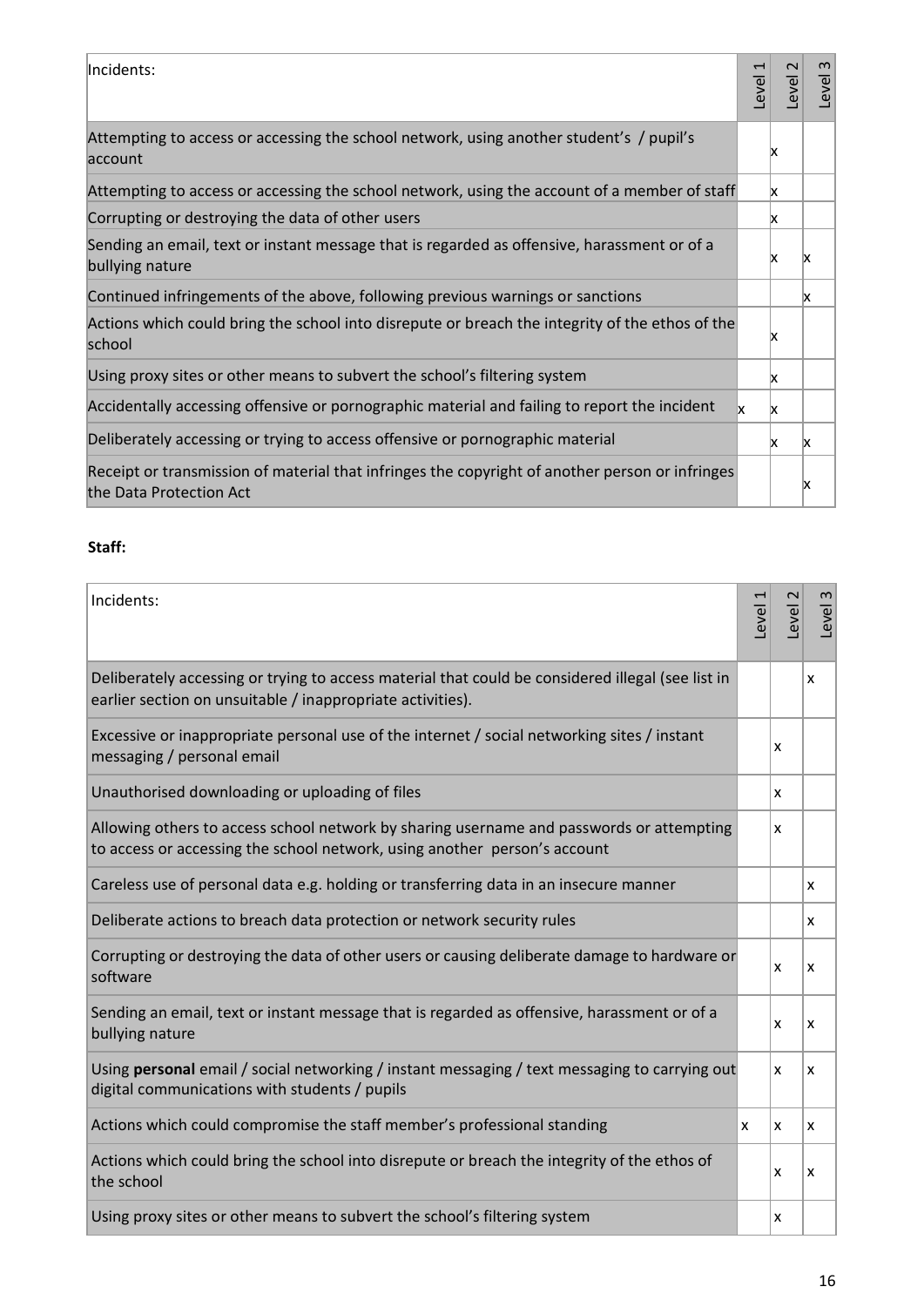| Incidents: | Level 1 | Level 2 | Level 3 |
|---|---|---|---|
| Attempting to access or accessing the school network, using another student's / pupil's account | | x | |
| Attempting to access or accessing the school network, using the account of a member of staff | | x | |
| Corrupting or destroying the data of other users | | x | |
| Sending an email, text or instant message that is regarded as offensive, harassment or of a bullying nature | | x | x |
| Continued infringements of the above, following previous warnings or sanctions | | | x |
| Actions which could bring the school into disrepute or breach the integrity of the ethos of the school | | x | |
| Using proxy sites or other means to subvert the school's filtering system | | x | |
| Accidentally accessing offensive or pornographic material and failing to report the incident | x | x | |
| Deliberately accessing or trying to access offensive or pornographic material | | x | x |
| Receipt or transmission of material that infringes the copyright of another person or infringes the Data Protection Act | | | x |

**Staff:**

| Incidents: | Level 1 | Level 2 | Level 3 |
|---|---|---|---|
| Deliberately accessing or trying to access material that could be considered illegal (see list in earlier section on unsuitable / inappropriate activities). | | | x |
| Excessive or inappropriate personal use of the internet / social networking sites / instant messaging / personal email | | x | |
| Unauthorised downloading or uploading of files | | x | |
| Allowing others to access school network by sharing username and passwords or attempting to access or accessing the school network, using another person's account | | x | |
| Careless use of personal data e.g. holding or transferring data in an insecure manner | | | x |
| Deliberate actions to breach data protection or network security rules | | | x |
| Corrupting or destroying the data of other users or causing deliberate damage to hardware or software | | x | x |
| Sending an email, text or instant message that is regarded as offensive, harassment or of a bullying nature | | x | x |
| Using **personal** email / social networking / instant messaging / text messaging to carrying out digital communications with students / pupils | | x | x |
| Actions which could compromise the staff member's professional standing | x | x | x |
| Actions which could bring the school into disrepute or breach the integrity of the ethos of the school | | x | x |
| Using proxy sites or other means to subvert the school's filtering system | | x | |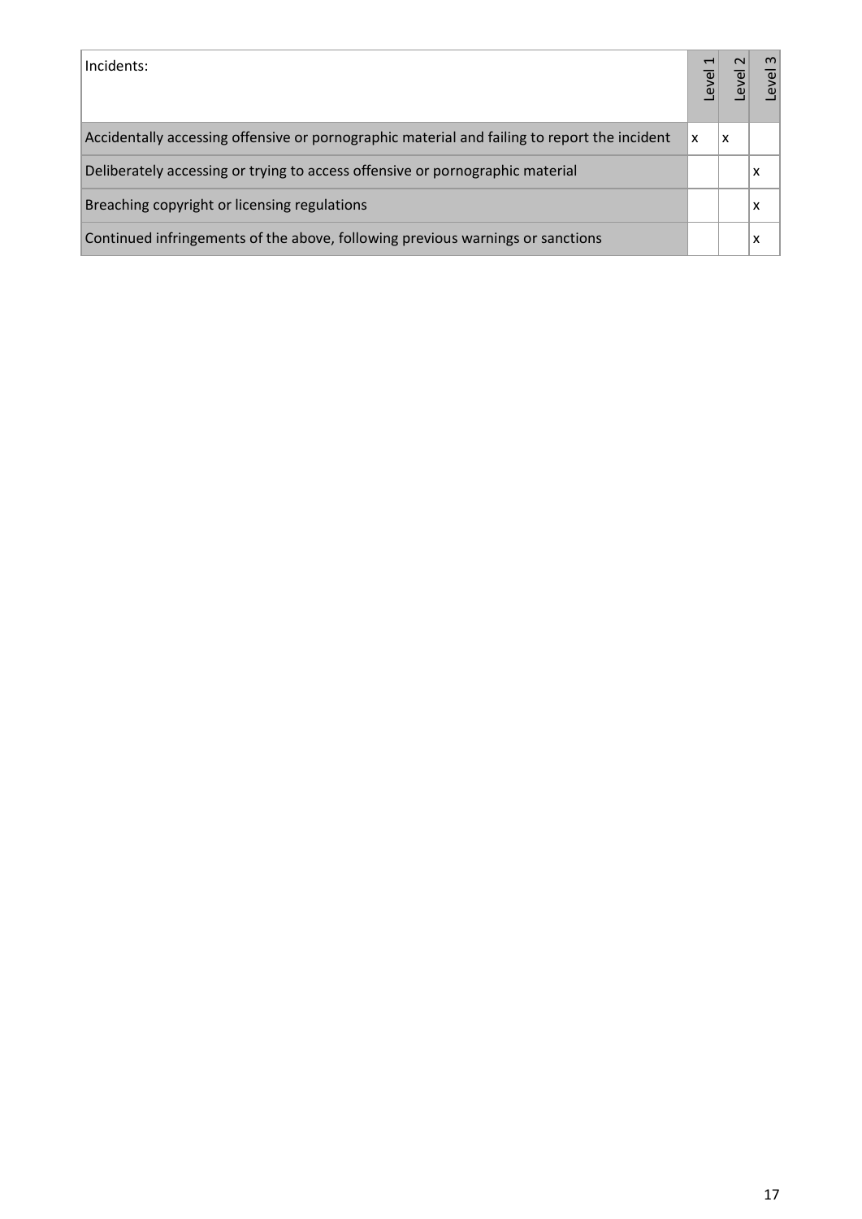| Incidents: | Level 1 | Level 2 | Level 3 |
|---|---|---|---|
| Accidentally accessing offensive or pornographic material and failing to report the incident | x | x | |
| Deliberately accessing or trying to access offensive or pornographic material | | | x |
| Breaching copyright or licensing regulations | | | x |
| Continued infringements of the above, following previous warnings or sanctions | | | x |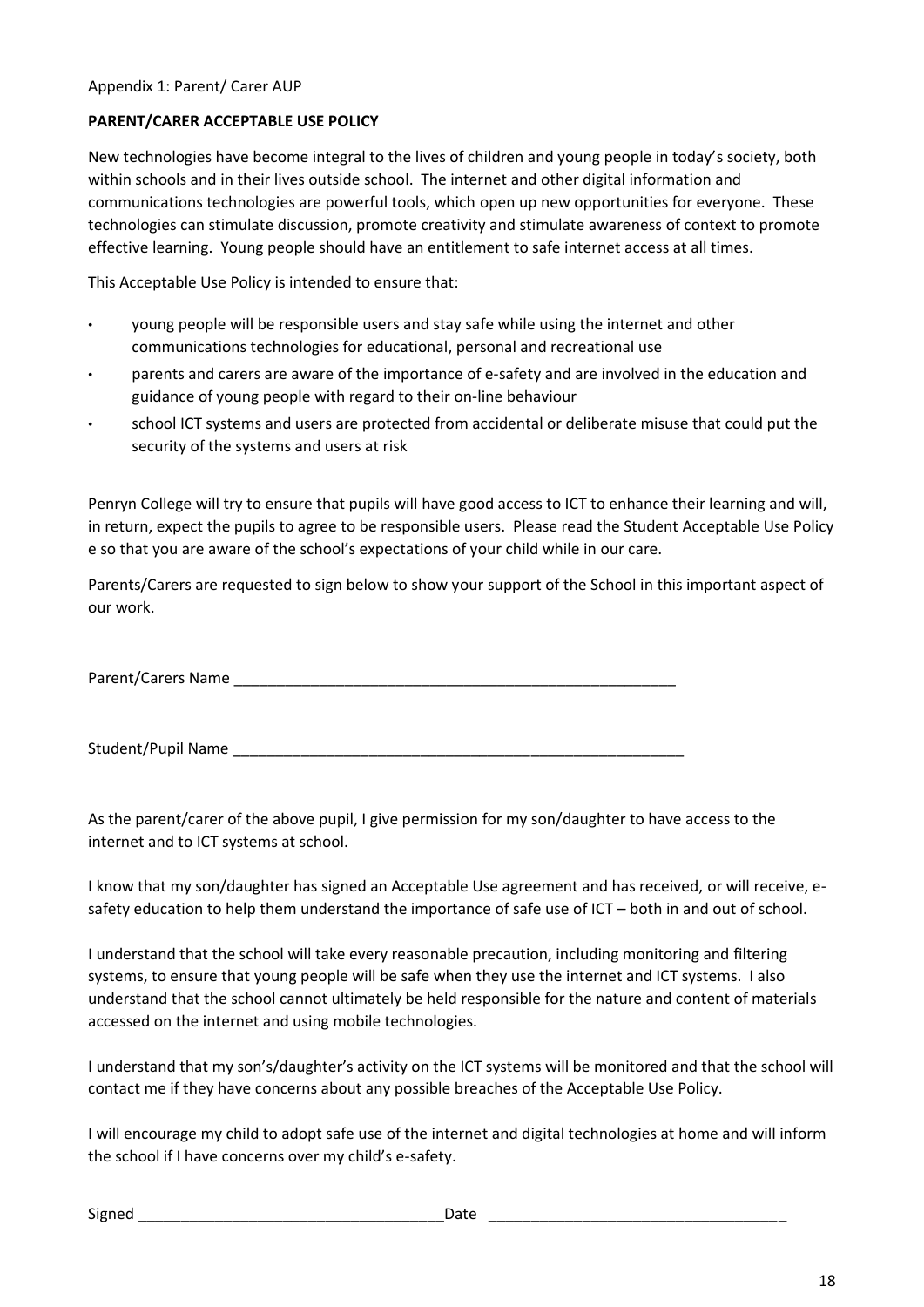Appendix 1: Parent/ Carer AUP

**PARENT/CARER ACCEPTABLE USE POLICY**

New technologies have become integral to the lives of children and young people in today's society, both within schools and in their lives outside school. The internet and other digital information and communications technologies are powerful tools, which open up new opportunities for everyone. These technologies can stimulate discussion, promote creativity and stimulate awareness of context to promote effective learning. Young people should have an entitlement to safe internet access at all times.

This Acceptable Use Policy is intended to ensure that:

- young people will be responsible users and stay safe while using the internet and other communications technologies for educational, personal and recreational use
- parents and carers are aware of the importance of e-safety and are involved in the education and guidance of young people with regard to their on-line behaviour
- school ICT systems and users are protected from accidental or deliberate misuse that could put the security of the systems and users at risk

Penryn College will try to ensure that pupils will have good access to ICT to enhance their learning and will, in return, expect the pupils to agree to be responsible users. Please read the Student Acceptable Use Policy e so that you are aware of the school's expectations of your child while in our care.

Parents/Carers are requested to sign below to show your support of the School in this important aspect of our work.

Parent/Carers Name ______________________________________________________

Student/Pupil Name ______________________________________________________

As the parent/carer of the above pupil, I give permission for my son/daughter to have access to the internet and to ICT systems at school.

I know that my son/daughter has signed an Acceptable Use agreement and has received, or will receive, e-safety education to help them understand the importance of safe use of ICT – both in and out of school.

I understand that the school will take every reasonable precaution, including monitoring and filtering systems, to ensure that young people will be safe when they use the internet and ICT systems. I also understand that the school cannot ultimately be held responsible for the nature and content of materials accessed on the internet and using mobile technologies.

I understand that my son's/daughter's activity on the ICT systems will be monitored and that the school will contact me if they have concerns about any possible breaches of the Acceptable Use Policy.

I will encourage my child to adopt safe use of the internet and digital technologies at home and will inform the school if I have concerns over my child's e-safety.

Signed ____________________________________Date ___________________________________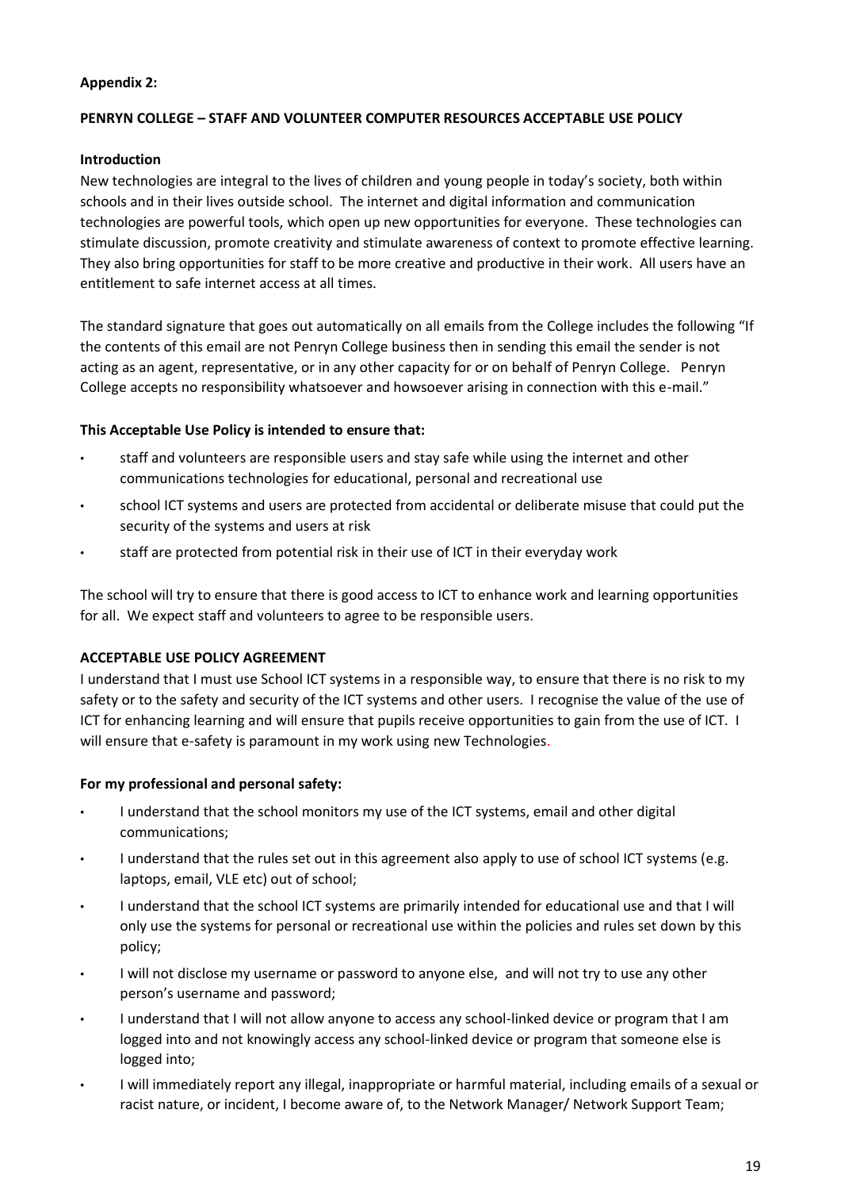**Appendix 2:**

**PENRYN COLLEGE – STAFF AND VOLUNTEER COMPUTER RESOURCES ACCEPTABLE USE POLICY**

**Introduction**

New technologies are integral to the lives of children and young people in today's society, both within schools and in their lives outside school. The internet and digital information and communication technologies are powerful tools, which open up new opportunities for everyone. These technologies can stimulate discussion, promote creativity and stimulate awareness of context to promote effective learning. They also bring opportunities for staff to be more creative and productive in their work. All users have an entitlement to safe internet access at all times.

The standard signature that goes out automatically on all emails from the College includes the following "If the contents of this email are not Penryn College business then in sending this email the sender is not acting as an agent, representative, or in any other capacity for or on behalf of Penryn College. Penryn College accepts no responsibility whatsoever and howsoever arising in connection with this e-mail."

**This Acceptable Use Policy is intended to ensure that:**

- staff and volunteers are responsible users and stay safe while using the internet and other communications technologies for educational, personal and recreational use
- school ICT systems and users are protected from accidental or deliberate misuse that could put the security of the systems and users at risk
- staff are protected from potential risk in their use of ICT in their everyday work

The school will try to ensure that there is good access to ICT to enhance work and learning opportunities for all. We expect staff and volunteers to agree to be responsible users.

**ACCEPTABLE USE POLICY AGREEMENT**

I understand that I must use School ICT systems in a responsible way, to ensure that there is no risk to my safety or to the safety and security of the ICT systems and other users. I recognise the value of the use of ICT for enhancing learning and will ensure that pupils receive opportunities to gain from the use of ICT. I will ensure that e-safety is paramount in my work using new Technologies.

**For my professional and personal safety:**

- I understand that the school monitors my use of the ICT systems, email and other digital communications;
- I understand that the rules set out in this agreement also apply to use of school ICT systems (e.g. laptops, email, VLE etc) out of school;
- I understand that the school ICT systems are primarily intended for educational use and that I will only use the systems for personal or recreational use within the policies and rules set down by this policy;
- I will not disclose my username or password to anyone else, and will not try to use any other person's username and password;
- I understand that I will not allow anyone to access any school-linked device or program that I am logged into and not knowingly access any school-linked device or program that someone else is logged into;
- I will immediately report any illegal, inappropriate or harmful material, including emails of a sexual or racist nature, or incident, I become aware of, to the Network Manager/ Network Support Team;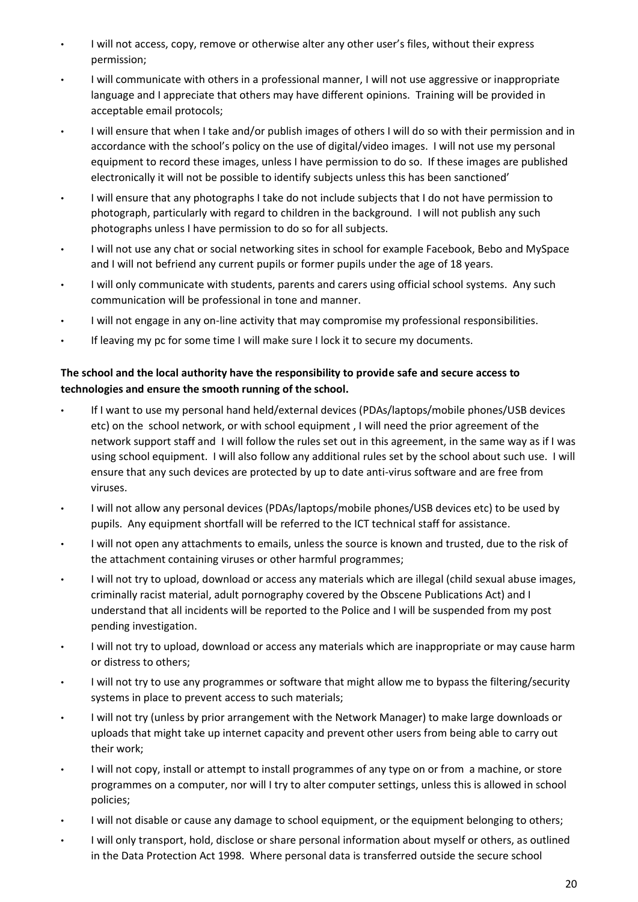- I will not access, copy, remove or otherwise alter any other user's files, without their express permission;
- I will communicate with others in a professional manner, I will not use aggressive or inappropriate language and I appreciate that others may have different opinions. Training will be provided in acceptable email protocols;
- I will ensure that when I take and/or publish images of others I will do so with their permission and in accordance with the school's policy on the use of digital/video images. I will not use my personal equipment to record these images, unless I have permission to do so. If these images are published electronically it will not be possible to identify subjects unless this has been sanctioned'
- I will ensure that any photographs I take do not include subjects that I do not have permission to photograph, particularly with regard to children in the background. I will not publish any such photographs unless I have permission to do so for all subjects.
- I will not use any chat or social networking sites in school for example Facebook, Bebo and MySpace and I will not befriend any current pupils or former pupils under the age of 18 years.
- I will only communicate with students, parents and carers using official school systems. Any such communication will be professional in tone and manner.
- I will not engage in any on-line activity that may compromise my professional responsibilities.
- If leaving my pc for some time I will make sure I lock it to secure my documents.

**The school and the local authority have the responsibility to provide safe and secure access to technologies and ensure the smooth running of the school.**

- If I want to use my personal hand held/external devices (PDAs/laptops/mobile phones/USB devices etc) on the school network, or with school equipment , I will need the prior agreement of the network support staff and I will follow the rules set out in this agreement, in the same way as if I was using school equipment. I will also follow any additional rules set by the school about such use. I will ensure that any such devices are protected by up to date anti-virus software and are free from viruses.
- I will not allow any personal devices (PDAs/laptops/mobile phones/USB devices etc) to be used by pupils. Any equipment shortfall will be referred to the ICT technical staff for assistance.
- I will not open any attachments to emails, unless the source is known and trusted, due to the risk of the attachment containing viruses or other harmful programmes;
- I will not try to upload, download or access any materials which are illegal (child sexual abuse images, criminally racist material, adult pornography covered by the Obscene Publications Act) and I understand that all incidents will be reported to the Police and I will be suspended from my post pending investigation.
- I will not try to upload, download or access any materials which are inappropriate or may cause harm or distress to others;
- I will not try to use any programmes or software that might allow me to bypass the filtering/security systems in place to prevent access to such materials;
- I will not try (unless by prior arrangement with the Network Manager) to make large downloads or uploads that might take up internet capacity and prevent other users from being able to carry out their work;
- I will not copy, install or attempt to install programmes of any type on or from a machine, or store programmes on a computer, nor will I try to alter computer settings, unless this is allowed in school policies;
- I will not disable or cause any damage to school equipment, or the equipment belonging to others;
- I will only transport, hold, disclose or share personal information about myself or others, as outlined in the Data Protection Act 1998. Where personal data is transferred outside the secure school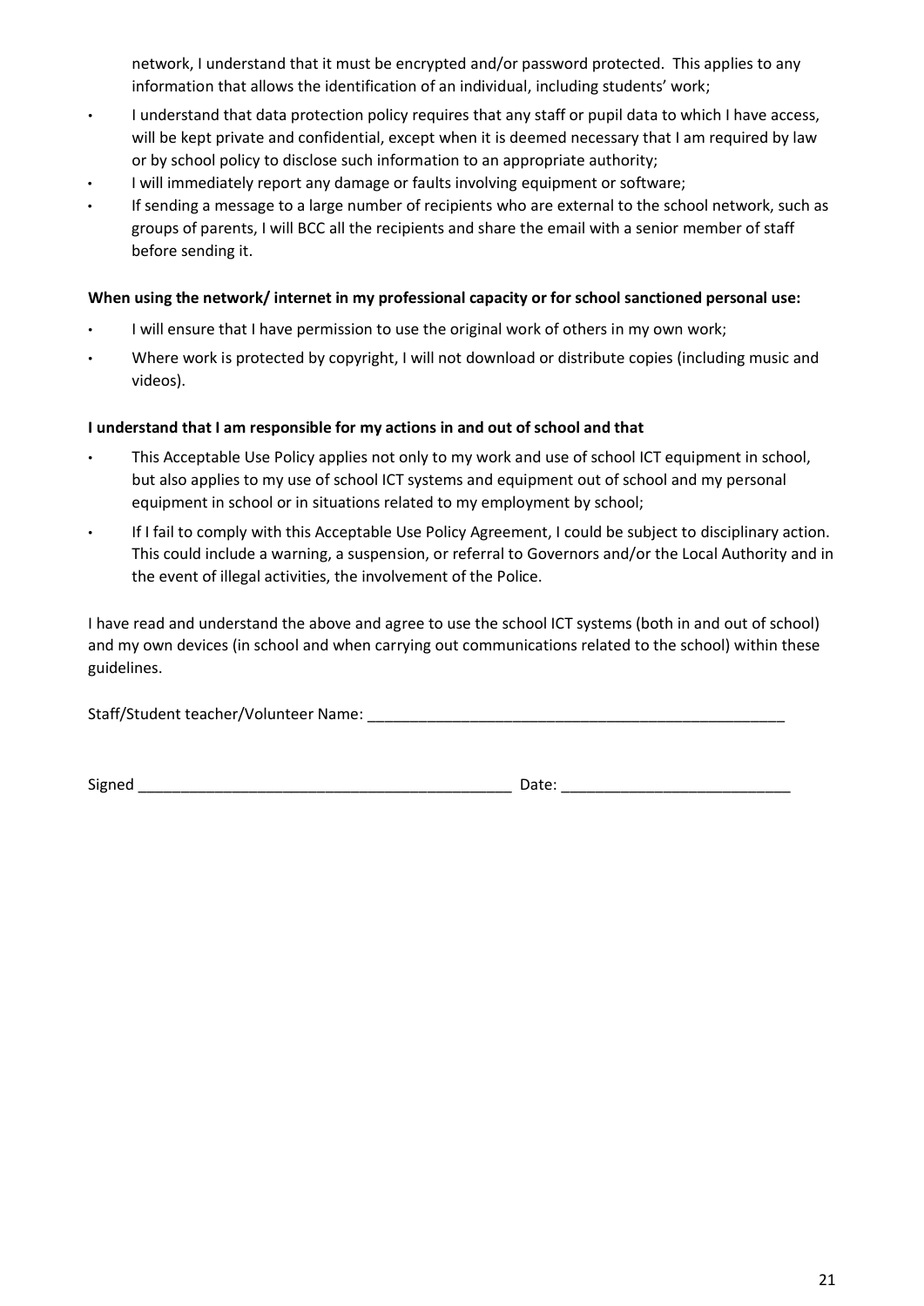network, I understand that it must be encrypted and/or password protected. This applies to any information that allows the identification of an individual, including students' work;

- I understand that data protection policy requires that any staff or pupil data to which I have access, will be kept private and confidential, except when it is deemed necessary that I am required by law or by school policy to disclose such information to an appropriate authority;
- I will immediately report any damage or faults involving equipment or software;
- If sending a message to a large number of recipients who are external to the school network, such as groups of parents, I will BCC all the recipients and share the email with a senior member of staff before sending it.

**When using the network/ internet in my professional capacity or for school sanctioned personal use:**

- I will ensure that I have permission to use the original work of others in my own work;
- Where work is protected by copyright, I will not download or distribute copies (including music and videos).

**I understand that I am responsible for my actions in and out of school and that**

- This Acceptable Use Policy applies not only to my work and use of school ICT equipment in school, but also applies to my use of school ICT systems and equipment out of school and my personal equipment in school or in situations related to my employment by school;
- If I fail to comply with this Acceptable Use Policy Agreement, I could be subject to disciplinary action. This could include a warning, a suspension, or referral to Governors and/or the Local Authority and in the event of illegal activities, the involvement of the Police.

I have read and understand the above and agree to use the school ICT systems (both in and out of school) and my own devices (in school and when carrying out communications related to the school) within these guidelines.

Staff/Student teacher/Volunteer Name: ___________________________________________________

Signed ____________________________________________ Date: ___________________________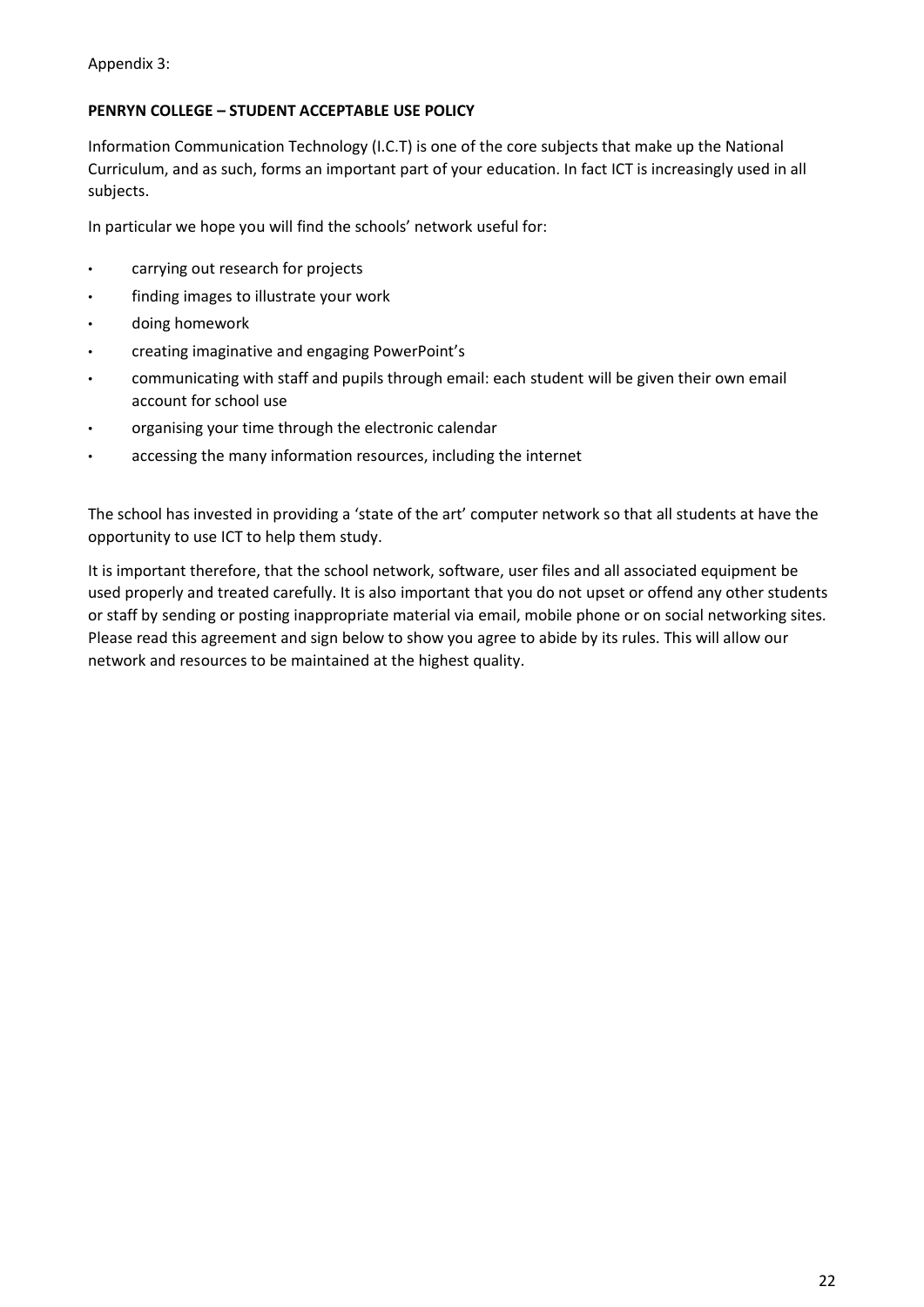Appendix 3:

**PENRYN COLLEGE – STUDENT ACCEPTABLE USE POLICY**

Information Communication Technology (I.C.T) is one of the core subjects that make up the National Curriculum, and as such, forms an important part of your education. In fact ICT is increasingly used in all subjects.

In particular we hope you will find the schools' network useful for:

- carrying out research for projects
- finding images to illustrate your work
- doing homework
- creating imaginative and engaging PowerPoint's
- communicating with staff and pupils through email: each student will be given their own email account for school use
- organising your time through the electronic calendar
- accessing the many information resources, including the internet

The school has invested in providing a 'state of the art' computer network so that all students at have the opportunity to use ICT to help them study.

It is important therefore, that the school network, software, user files and all associated equipment be used properly and treated carefully. It is also important that you do not upset or offend any other students or staff by sending or posting inappropriate material via email, mobile phone or on social networking sites. Please read this agreement and sign below to show you agree to abide by its rules. This will allow our network and resources to be maintained at the highest quality.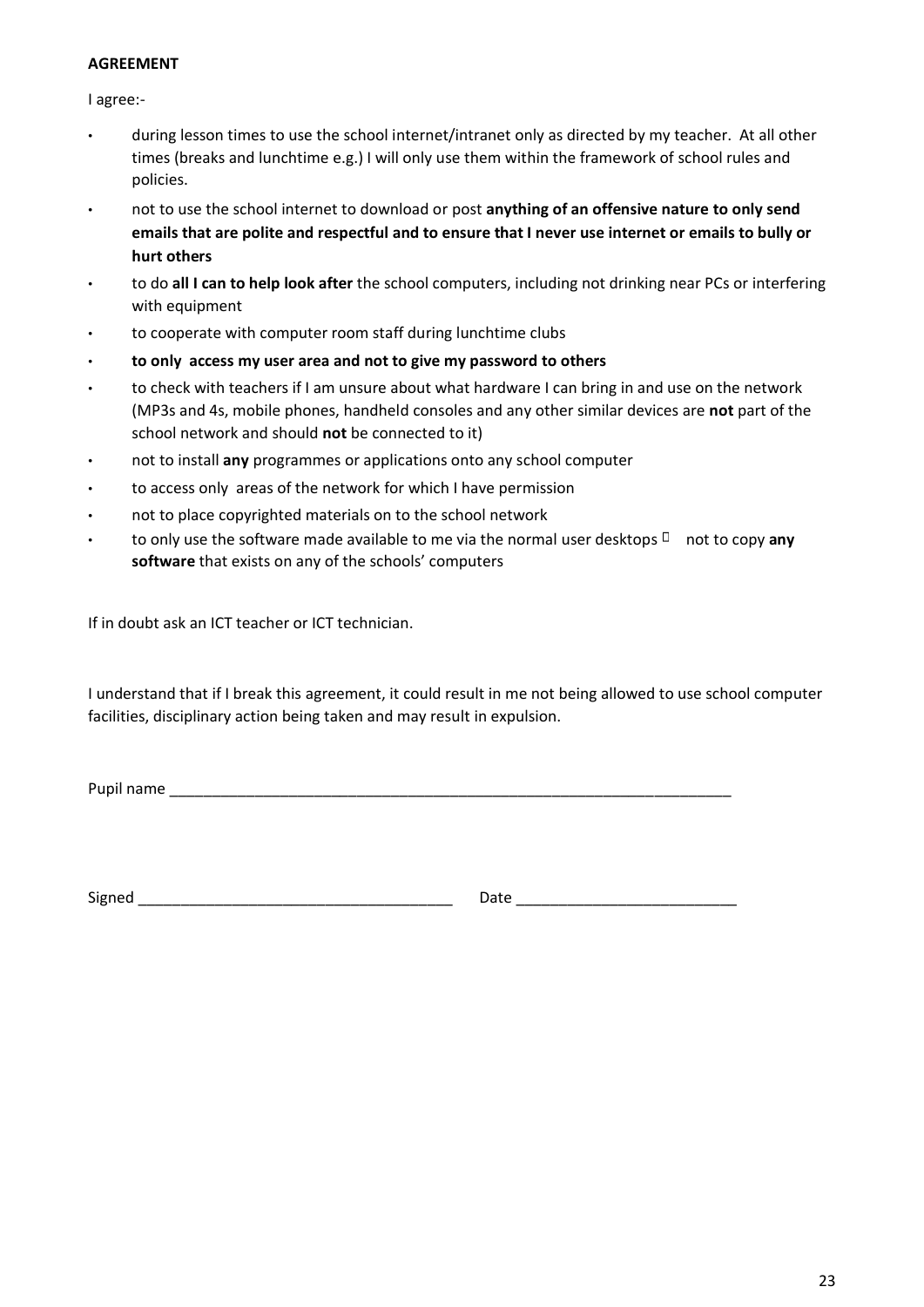**AGREEMENT**

I agree:-

- during lesson times to use the school internet/intranet only as directed by my teacher. At all other times (breaks and lunchtime e.g.) I will only use them within the framework of school rules and policies.
- not to use the school internet to download or post **anything of an offensive nature to only send emails that are polite and respectful and to ensure that I never use internet or emails to bully or hurt others**
- to do **all I can to help look after** the school computers, including not drinking near PCs or interfering with equipment
- to cooperate with computer room staff during lunchtime clubs
- **to only access my user area and not to give my password to others**
- to check with teachers if I am unsure about what hardware I can bring in and use on the network (MP3s and 4s, mobile phones, handheld consoles and any other similar devices are **not** part of the school network and should **not** be connected to it)
- not to install **any** programmes or applications onto any school computer
- to access only areas of the network for which I have permission
- not to place copyrighted materials on to the school network
- to only use the software made available to me via the normal user desktops  not to copy **any software** that exists on any of the schools' computers

If in doubt ask an ICT teacher or ICT technician.

I understand that if I break this agreement, it could result in me not being allowed to use school computer facilities, disciplinary action being taken and may result in expulsion.

Pupil name ____________________________________________________________________

Signed ______________________________________ Date __________________________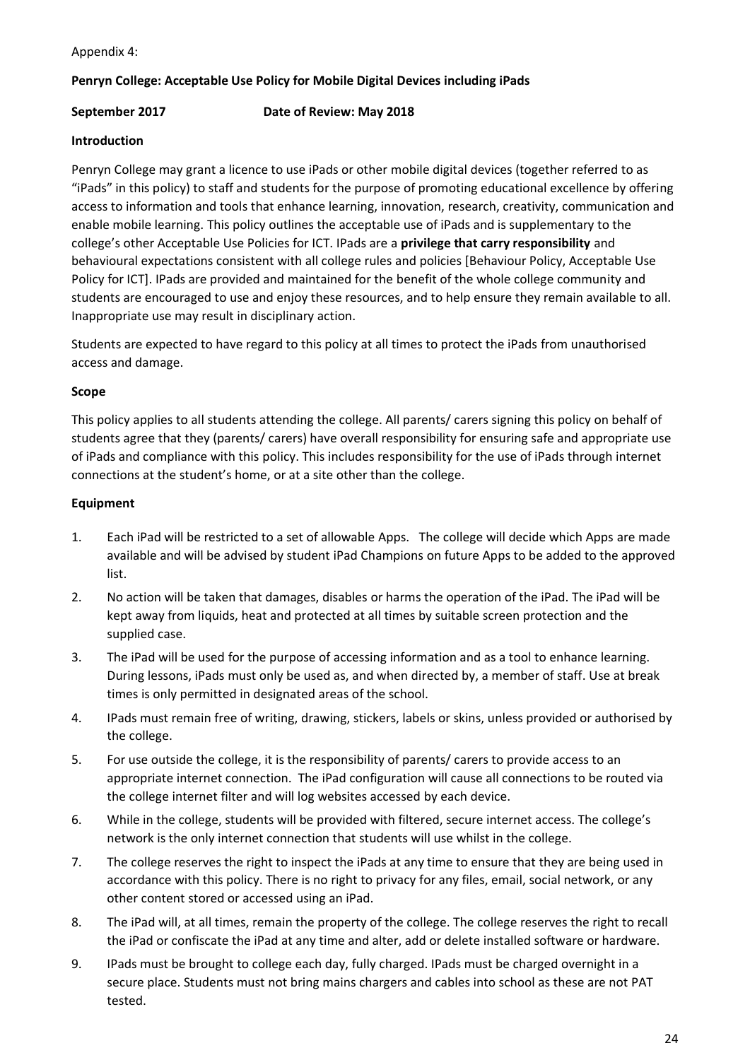Appendix 4:

**Penryn College: Acceptable Use Policy for Mobile Digital Devices including iPads**

**September 2017 Date of Review: May 2018**

**Introduction**

Penryn College may grant a licence to use iPads or other mobile digital devices (together referred to as "iPads" in this policy) to staff and students for the purpose of promoting educational excellence by offering access to information and tools that enhance learning, innovation, research, creativity, communication and enable mobile learning. This policy outlines the acceptable use of iPads and is supplementary to the college's other Acceptable Use Policies for ICT. IPads are a **privilege that carry responsibility** and behavioural expectations consistent with all college rules and policies [Behaviour Policy, Acceptable Use Policy for ICT]. IPads are provided and maintained for the benefit of the whole college community and students are encouraged to use and enjoy these resources, and to help ensure they remain available to all. Inappropriate use may result in disciplinary action.

Students are expected to have regard to this policy at all times to protect the iPads from unauthorised access and damage.

**Scope**

This policy applies to all students attending the college. All parents/ carers signing this policy on behalf of students agree that they (parents/ carers) have overall responsibility for ensuring safe and appropriate use of iPads and compliance with this policy. This includes responsibility for the use of iPads through internet connections at the student's home, or at a site other than the college.

**Equipment**

1. Each iPad will be restricted to a set of allowable Apps. The college will decide which Apps are made available and will be advised by student iPad Champions on future Apps to be added to the approved list.
2. No action will be taken that damages, disables or harms the operation of the iPad. The iPad will be kept away from liquids, heat and protected at all times by suitable screen protection and the supplied case.
3. The iPad will be used for the purpose of accessing information and as a tool to enhance learning. During lessons, iPads must only be used as, and when directed by, a member of staff. Use at break times is only permitted in designated areas of the school.
4. IPads must remain free of writing, drawing, stickers, labels or skins, unless provided or authorised by the college.
5. For use outside the college, it is the responsibility of parents/ carers to provide access to an appropriate internet connection. The iPad configuration will cause all connections to be routed via the college internet filter and will log websites accessed by each device.
6. While in the college, students will be provided with filtered, secure internet access. The college's network is the only internet connection that students will use whilst in the college.
7. The college reserves the right to inspect the iPads at any time to ensure that they are being used in accordance with this policy. There is no right to privacy for any files, email, social network, or any other content stored or accessed using an iPad.
8. The iPad will, at all times, remain the property of the college. The college reserves the right to recall the iPad or confiscate the iPad at any time and alter, add or delete installed software or hardware.
9. IPads must be brought to college each day, fully charged. IPads must be charged overnight in a secure place. Students must not bring mains chargers and cables into school as these are not PAT tested.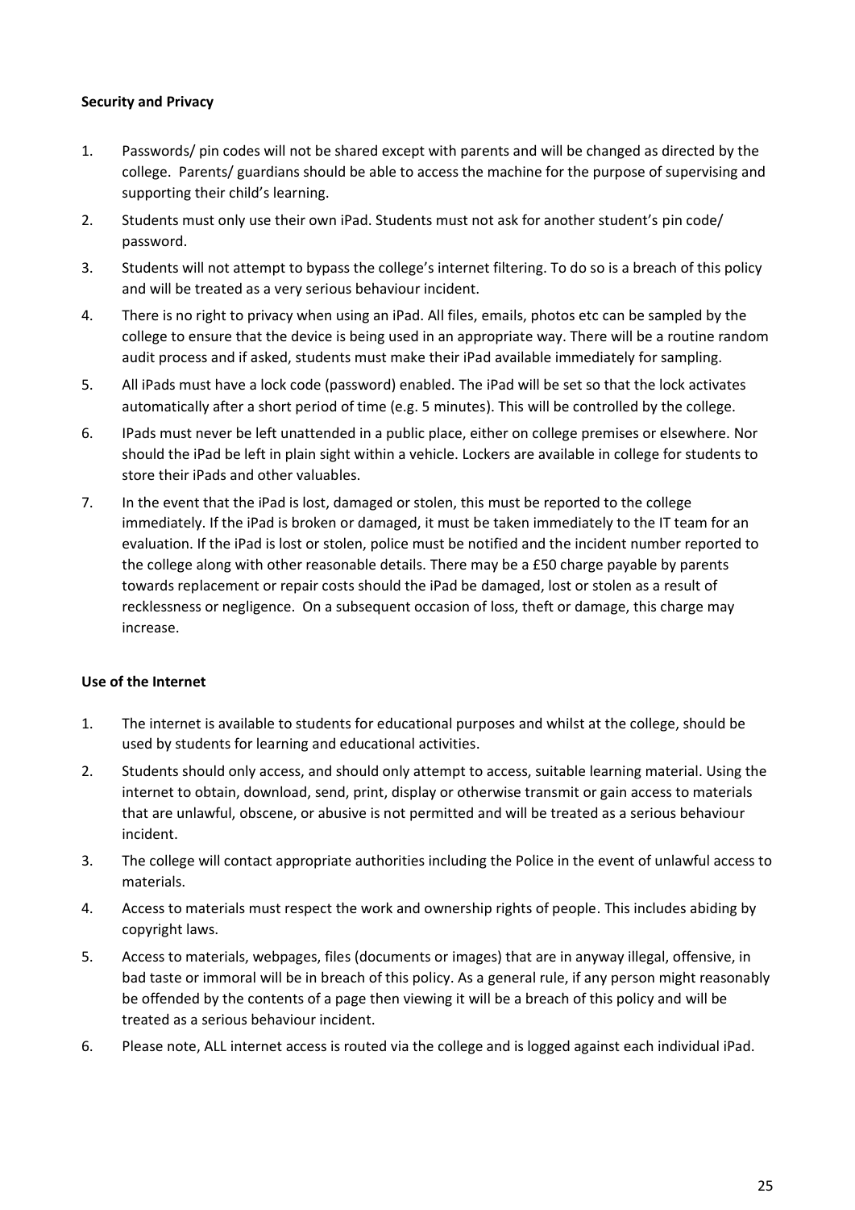**Security and Privacy**

1. Passwords/ pin codes will not be shared except with parents and will be changed as directed by the college. Parents/ guardians should be able to access the machine for the purpose of supervising and supporting their child's learning.
2. Students must only use their own iPad. Students must not ask for another student's pin code/ password.
3. Students will not attempt to bypass the college's internet filtering. To do so is a breach of this policy and will be treated as a very serious behaviour incident.
4. There is no right to privacy when using an iPad. All files, emails, photos etc can be sampled by the college to ensure that the device is being used in an appropriate way. There will be a routine random audit process and if asked, students must make their iPad available immediately for sampling.
5. All iPads must have a lock code (password) enabled. The iPad will be set so that the lock activates automatically after a short period of time (e.g. 5 minutes). This will be controlled by the college.
6. IPads must never be left unattended in a public place, either on college premises or elsewhere. Nor should the iPad be left in plain sight within a vehicle. Lockers are available in college for students to store their iPads and other valuables.
7. In the event that the iPad is lost, damaged or stolen, this must be reported to the college immediately. If the iPad is broken or damaged, it must be taken immediately to the IT team for an evaluation. If the iPad is lost or stolen, police must be notified and the incident number reported to the college along with other reasonable details. There may be a £50 charge payable by parents towards replacement or repair costs should the iPad be damaged, lost or stolen as a result of recklessness or negligence. On a subsequent occasion of loss, theft or damage, this charge may increase.

**Use of the Internet**

1. The internet is available to students for educational purposes and whilst at the college, should be used by students for learning and educational activities.
2. Students should only access, and should only attempt to access, suitable learning material. Using the internet to obtain, download, send, print, display or otherwise transmit or gain access to materials that are unlawful, obscene, or abusive is not permitted and will be treated as a serious behaviour incident.
3. The college will contact appropriate authorities including the Police in the event of unlawful access to materials.
4. Access to materials must respect the work and ownership rights of people. This includes abiding by copyright laws.
5. Access to materials, webpages, files (documents or images) that are in anyway illegal, offensive, in bad taste or immoral will be in breach of this policy. As a general rule, if any person might reasonably be offended by the contents of a page then viewing it will be a breach of this policy and will be treated as a serious behaviour incident.
6. Please note, ALL internet access is routed via the college and is logged against each individual iPad.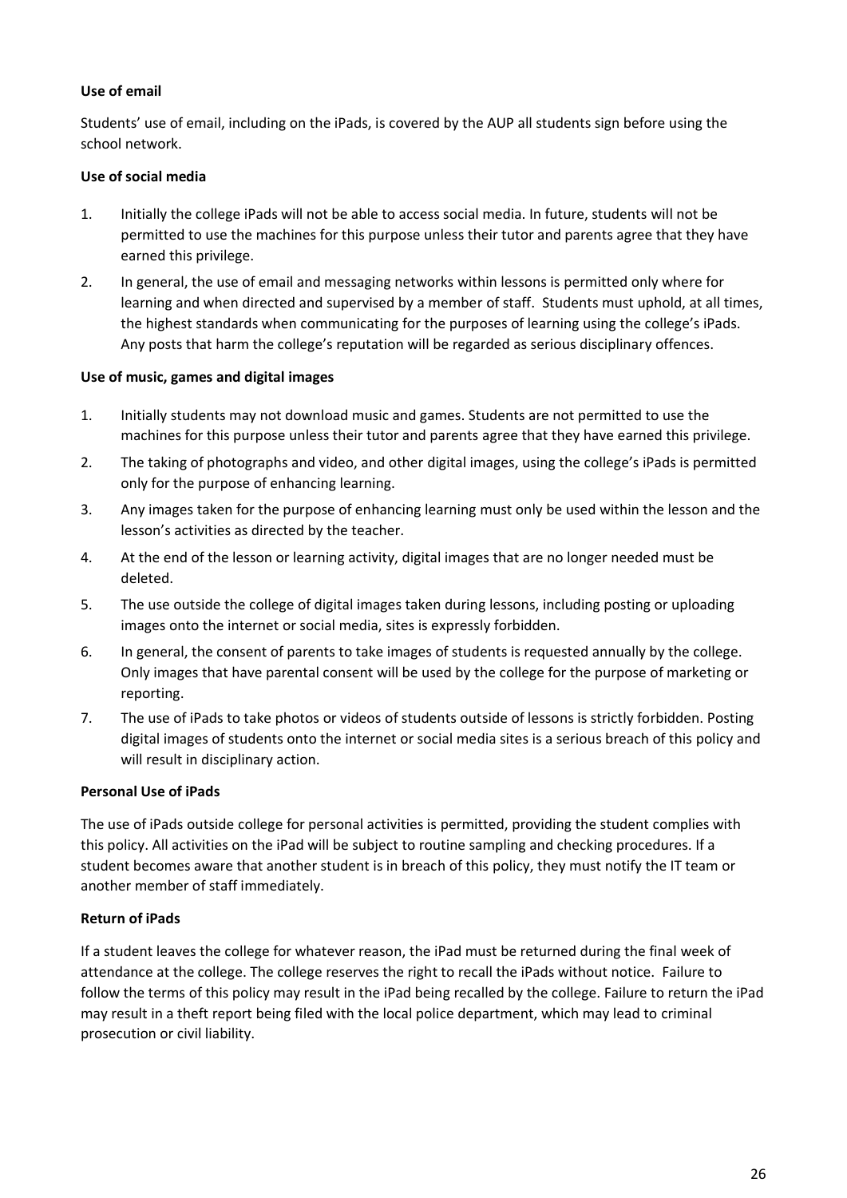**Use of email**

Students' use of email, including on the iPads, is covered by the AUP all students sign before using the school network.

**Use of social media**

1. Initially the college iPads will not be able to access social media. In future, students will not be permitted to use the machines for this purpose unless their tutor and parents agree that they have earned this privilege.
2. In general, the use of email and messaging networks within lessons is permitted only where for learning and when directed and supervised by a member of staff. Students must uphold, at all times, the highest standards when communicating for the purposes of learning using the college's iPads. Any posts that harm the college's reputation will be regarded as serious disciplinary offences.

**Use of music, games and digital images**

1. Initially students may not download music and games. Students are not permitted to use the machines for this purpose unless their tutor and parents agree that they have earned this privilege.
2. The taking of photographs and video, and other digital images, using the college's iPads is permitted only for the purpose of enhancing learning.
3. Any images taken for the purpose of enhancing learning must only be used within the lesson and the lesson's activities as directed by the teacher.
4. At the end of the lesson or learning activity, digital images that are no longer needed must be deleted.
5. The use outside the college of digital images taken during lessons, including posting or uploading images onto the internet or social media, sites is expressly forbidden.
6. In general, the consent of parents to take images of students is requested annually by the college. Only images that have parental consent will be used by the college for the purpose of marketing or reporting.
7. The use of iPads to take photos or videos of students outside of lessons is strictly forbidden. Posting digital images of students onto the internet or social media sites is a serious breach of this policy and will result in disciplinary action.

**Personal Use of iPads**

The use of iPads outside college for personal activities is permitted, providing the student complies with this policy. All activities on the iPad will be subject to routine sampling and checking procedures. If a student becomes aware that another student is in breach of this policy, they must notify the IT team or another member of staff immediately.

**Return of iPads**

If a student leaves the college for whatever reason, the iPad must be returned during the final week of attendance at the college. The college reserves the right to recall the iPads without notice. Failure to follow the terms of this policy may result in the iPad being recalled by the college. Failure to return the iPad may result in a theft report being filed with the local police department, which may lead to criminal prosecution or civil liability.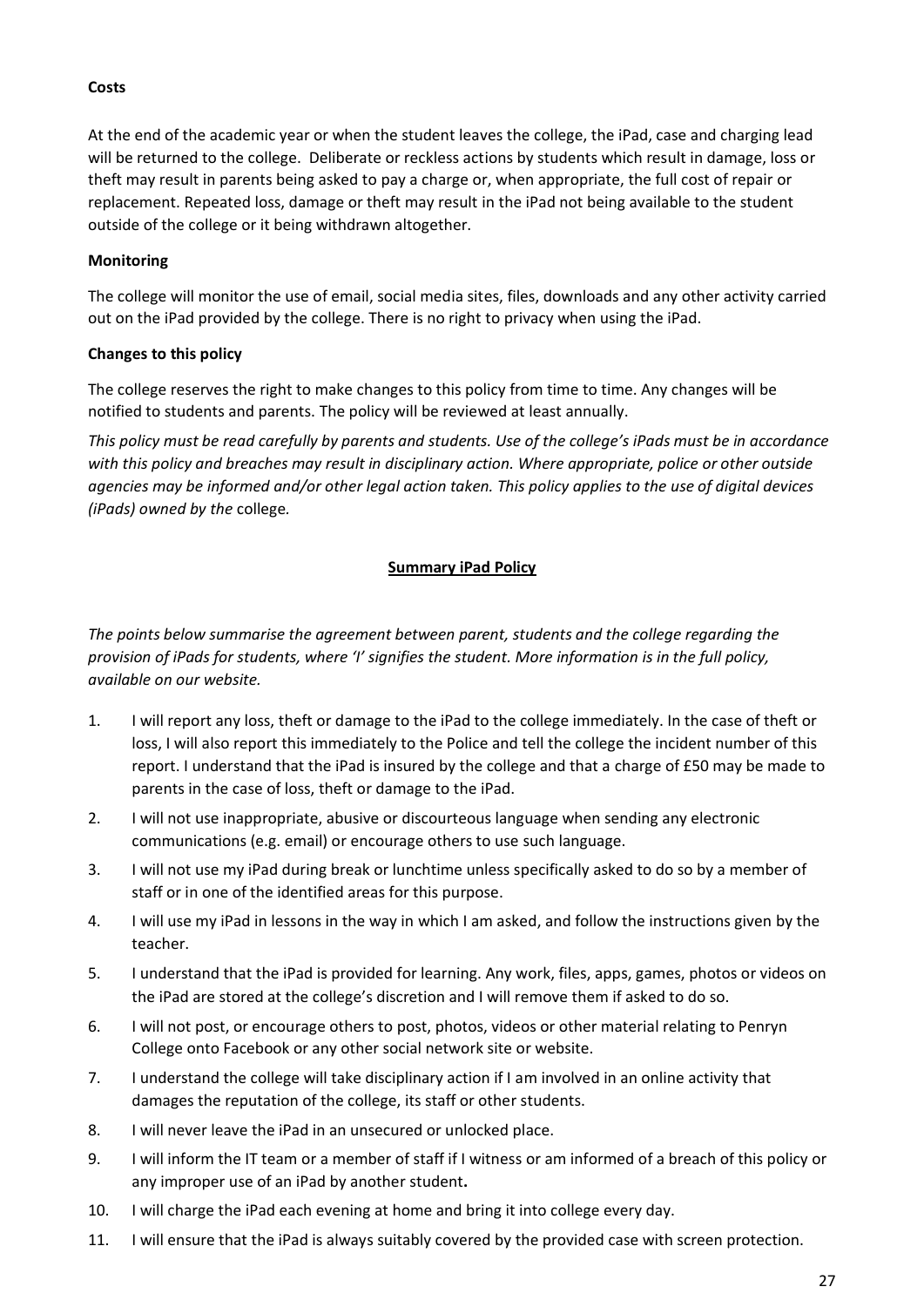**Costs**

At the end of the academic year or when the student leaves the college, the iPad, case and charging lead will be returned to the college. Deliberate or reckless actions by students which result in damage, loss or theft may result in parents being asked to pay a charge or, when appropriate, the full cost of repair or replacement. Repeated loss, damage or theft may result in the iPad not being available to the student outside of the college or it being withdrawn altogether.

**Monitoring**

The college will monitor the use of email, social media sites, files, downloads and any other activity carried out on the iPad provided by the college. There is no right to privacy when using the iPad.

**Changes to this policy**

The college reserves the right to make changes to this policy from time to time. Any changes will be notified to students and parents. The policy will be reviewed at least annually.

*This policy must be read carefully by parents and students. Use of the college's iPads must be in accordance with this policy and breaches may result in disciplinary action. Where appropriate, police or other outside agencies may be informed and/or other legal action taken. This policy applies to the use of digital devices (iPads) owned by the* college.

## Summary iPad Policy

*The points below summarise the agreement between parent, students and the college regarding the provision of iPads for students, where 'I' signifies the student. More information is in the full policy, available on our website.*

1. I will report any loss, theft or damage to the iPad to the college immediately. In the case of theft or loss, I will also report this immediately to the Police and tell the college the incident number of this report. I understand that the iPad is insured by the college and that a charge of £50 may be made to parents in the case of loss, theft or damage to the iPad.
2. I will not use inappropriate, abusive or discourteous language when sending any electronic communications (e.g. email) or encourage others to use such language.
3. I will not use my iPad during break or lunchtime unless specifically asked to do so by a member of staff or in one of the identified areas for this purpose.
4. I will use my iPad in lessons in the way in which I am asked, and follow the instructions given by the teacher.
5. I understand that the iPad is provided for learning. Any work, files, apps, games, photos or videos on the iPad are stored at the college's discretion and I will remove them if asked to do so.
6. I will not post, or encourage others to post, photos, videos or other material relating to Penryn College onto Facebook or any other social network site or website.
7. I understand the college will take disciplinary action if I am involved in an online activity that damages the reputation of the college, its staff or other students.
8. I will never leave the iPad in an unsecured or unlocked place.
9. I will inform the IT team or a member of staff if I witness or am informed of a breach of this policy or any improper use of an iPad by another student**.**
10. I will charge the iPad each evening at home and bring it into college every day.
11. I will ensure that the iPad is always suitably covered by the provided case with screen protection.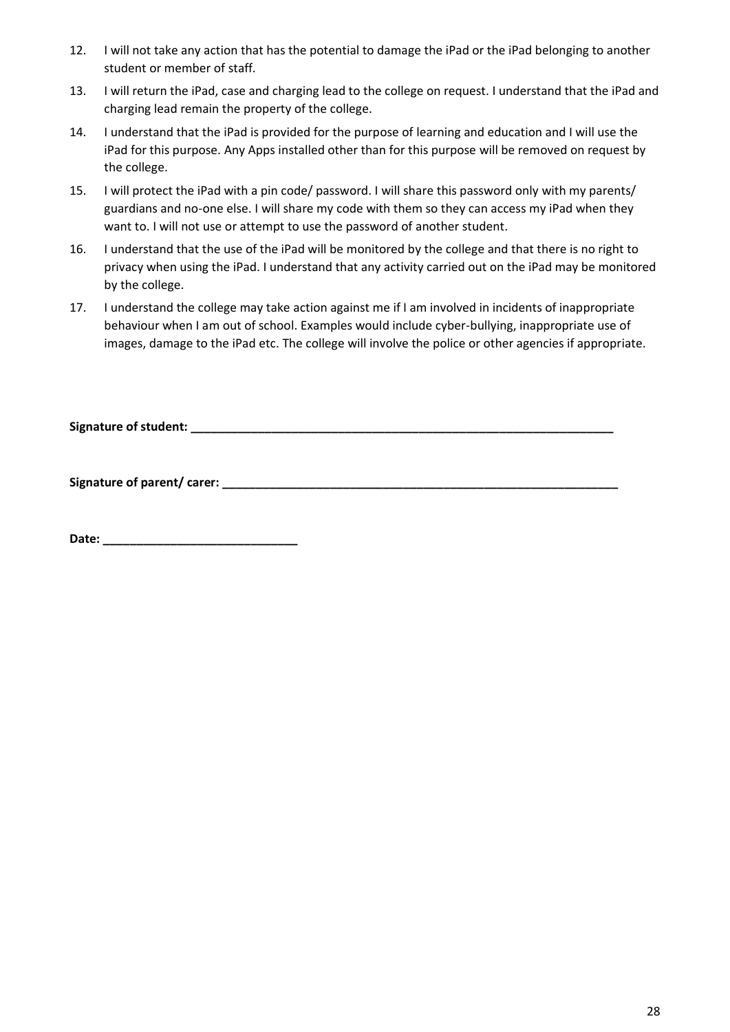12. I will not take any action that has the potential to damage the iPad or the iPad belonging to another student or member of staff.
13. I will return the iPad, case and charging lead to the college on request. I understand that the iPad and charging lead remain the property of the college.
14. I understand that the iPad is provided for the purpose of learning and education and I will use the iPad for this purpose. Any Apps installed other than for this purpose will be removed on request by the college.
15. I will protect the iPad with a pin code/ password. I will share this password only with my parents/ guardians and no-one else. I will share my code with them so they can access my iPad when they want to. I will not use or attempt to use the password of another student.
16. I understand that the use of the iPad will be monitored by the college and that there is no right to privacy when using the iPad. I understand that any activity carried out on the iPad may be monitored by the college.
17. I understand the college may take action against me if I am involved in incidents of inappropriate behaviour when I am out of school. Examples would include cyber-bullying, inappropriate use of images, damage to the iPad etc. The college will involve the police or other agencies if appropriate.

**Signature of student: \_\_\_\_\_\_\_\_\_\_\_\_\_\_\_\_\_\_\_\_\_\_\_\_\_\_\_\_\_\_\_\_\_\_\_\_\_\_\_\_\_\_\_\_\_\_\_\_\_\_\_\_\_\_\_\_\_\_\_\_\_\_\_\_**

**Signature of parent/ carer: \_\_\_\_\_\_\_\_\_\_\_\_\_\_\_\_\_\_\_\_\_\_\_\_\_\_\_\_\_\_\_\_\_\_\_\_\_\_\_\_\_\_\_\_\_\_\_\_\_\_\_\_\_\_\_\_\_\_\_\_**

**Date: \_\_\_\_\_\_\_\_\_\_\_\_\_\_\_\_\_\_\_\_\_\_\_\_\_\_\_\_\_\_**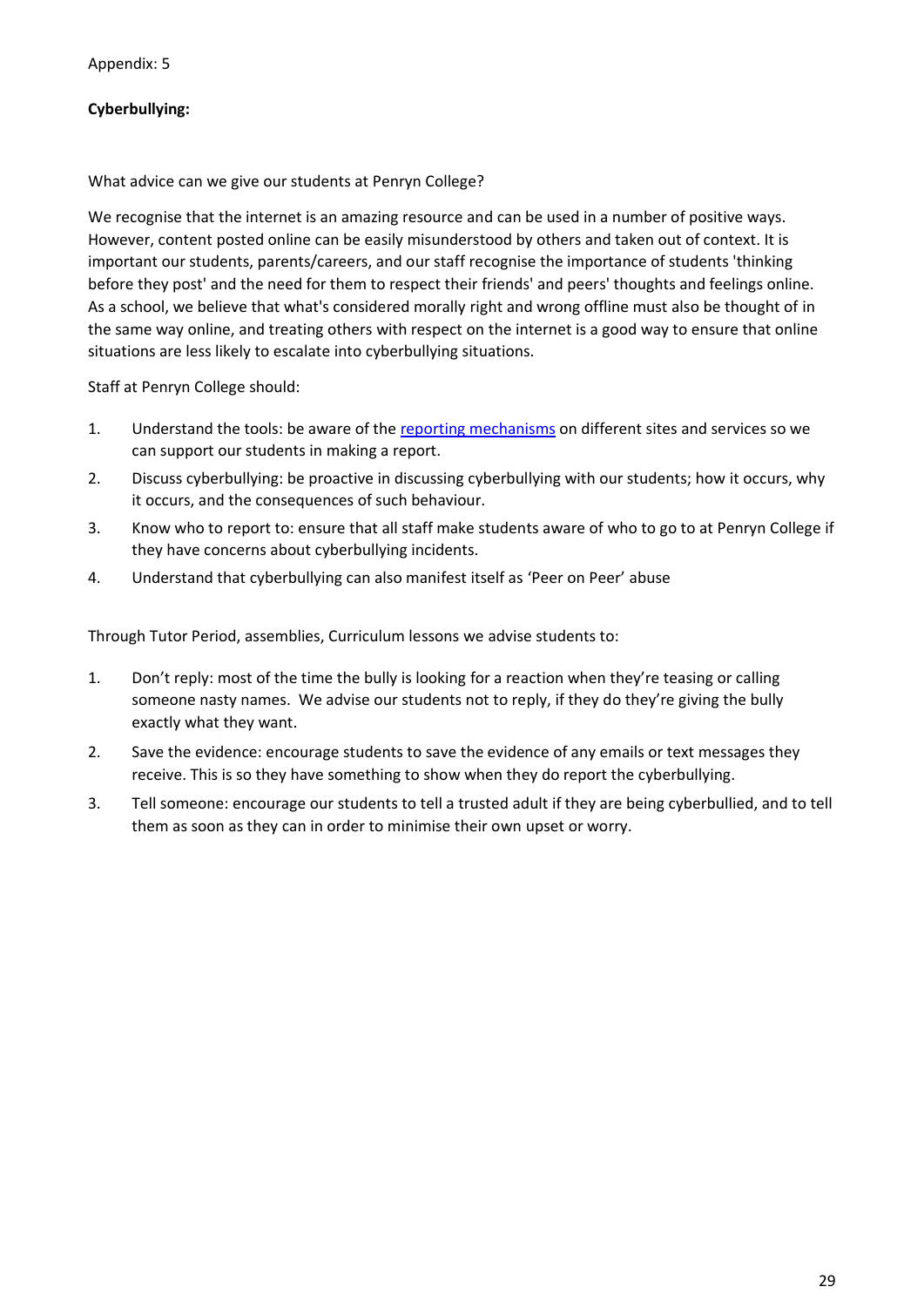Appendix: 5

**Cyberbullying:**

What advice can we give our students at Penryn College?

We recognise that the internet is an amazing resource and can be used in a number of positive ways. However, content posted online can be easily misunderstood by others and taken out of context. It is important our students, parents/careers, and our staff recognise the importance of students 'thinking before they post' and the need for them to respect their friends' and peers' thoughts and feelings online. As a school, we believe that what's considered morally right and wrong offline must also be thought of in the same way online, and treating others with respect on the internet is a good way to ensure that online situations are less likely to escalate into cyberbullying situations.

Staff at Penryn College should:

1. Understand the tools: be aware of the reporting mechanisms on different sites and services so we can support our students in making a report.
2. Discuss cyberbullying: be proactive in discussing cyberbullying with our students; how it occurs, why it occurs, and the consequences of such behaviour.
3. Know who to report to: ensure that all staff make students aware of who to go to at Penryn College if they have concerns about cyberbullying incidents.
4. Understand that cyberbullying can also manifest itself as 'Peer on Peer' abuse

Through Tutor Period, assemblies, Curriculum lessons we advise students to:

1. Don't reply: most of the time the bully is looking for a reaction when they're teasing or calling someone nasty names. We advise our students not to reply, if they do they're giving the bully exactly what they want.
2. Save the evidence: encourage students to save the evidence of any emails or text messages they receive. This is so they have something to show when they do report the cyberbullying.
3. Tell someone: encourage our students to tell a trusted adult if they are being cyberbullied, and to tell them as soon as they can in order to minimise their own upset or worry.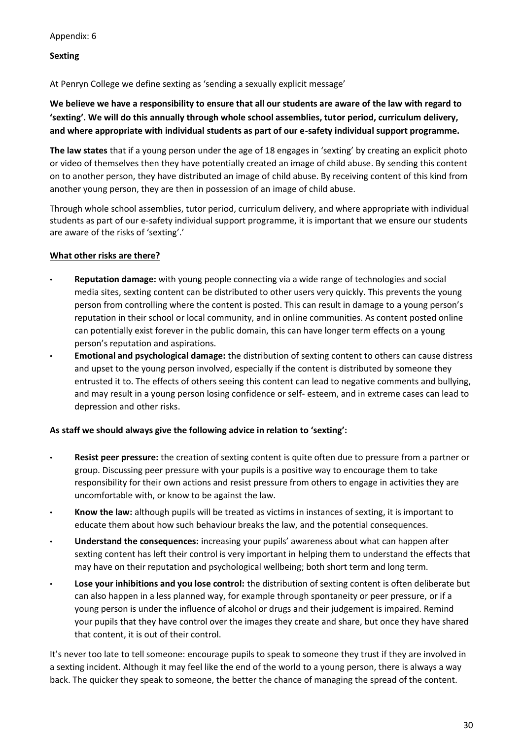Appendix: 6

**Sexting**

At Penryn College we define sexting as 'sending a sexually explicit message'

**We believe we have a responsibility to ensure that all our students are aware of the law with regard to 'sexting'. We will do this annually through whole school assemblies, tutor period, curriculum delivery, and where appropriate with individual students as part of our e-safety individual support programme.**

**The law states** that if a young person under the age of 18 engages in 'sexting' by creating an explicit photo or video of themselves then they have potentially created an image of child abuse. By sending this content on to another person, they have distributed an image of child abuse. By receiving content of this kind from another young person, they are then in possession of an image of child abuse.

Through whole school assemblies, tutor period, curriculum delivery, and where appropriate with individual students as part of our e-safety individual support programme, it is important that we ensure our students are aware of the risks of 'sexting'.'

**<u>What other risks are there?</u>**

- **Reputation damage:** with young people connecting via a wide range of technologies and social media sites, sexting content can be distributed to other users very quickly. This prevents the young person from controlling where the content is posted. This can result in damage to a young person's reputation in their school or local community, and in online communities. As content posted online can potentially exist forever in the public domain, this can have longer term effects on a young person's reputation and aspirations.
- **Emotional and psychological damage:** the distribution of sexting content to others can cause distress and upset to the young person involved, especially if the content is distributed by someone they entrusted it to. The effects of others seeing this content can lead to negative comments and bullying, and may result in a young person losing confidence or self- esteem, and in extreme cases can lead to depression and other risks.

**As staff we should always give the following advice in relation to 'sexting':**

- **Resist peer pressure:** the creation of sexting content is quite often due to pressure from a partner or group. Discussing peer pressure with your pupils is a positive way to encourage them to take responsibility for their own actions and resist pressure from others to engage in activities they are uncomfortable with, or know to be against the law.
- **Know the law:** although pupils will be treated as victims in instances of sexting, it is important to educate them about how such behaviour breaks the law, and the potential consequences.
- **Understand the consequences:** increasing your pupils' awareness about what can happen after sexting content has left their control is very important in helping them to understand the effects that may have on their reputation and psychological wellbeing; both short term and long term.
- **Lose your inhibitions and you lose control:** the distribution of sexting content is often deliberate but can also happen in a less planned way, for example through spontaneity or peer pressure, or if a young person is under the influence of alcohol or drugs and their judgement is impaired. Remind your pupils that they have control over the images they create and share, but once they have shared that content, it is out of their control.

It's never too late to tell someone: encourage pupils to speak to someone they trust if they are involved in a sexting incident. Although it may feel like the end of the world to a young person, there is always a way back. The quicker they speak to someone, the better the chance of managing the spread of the content.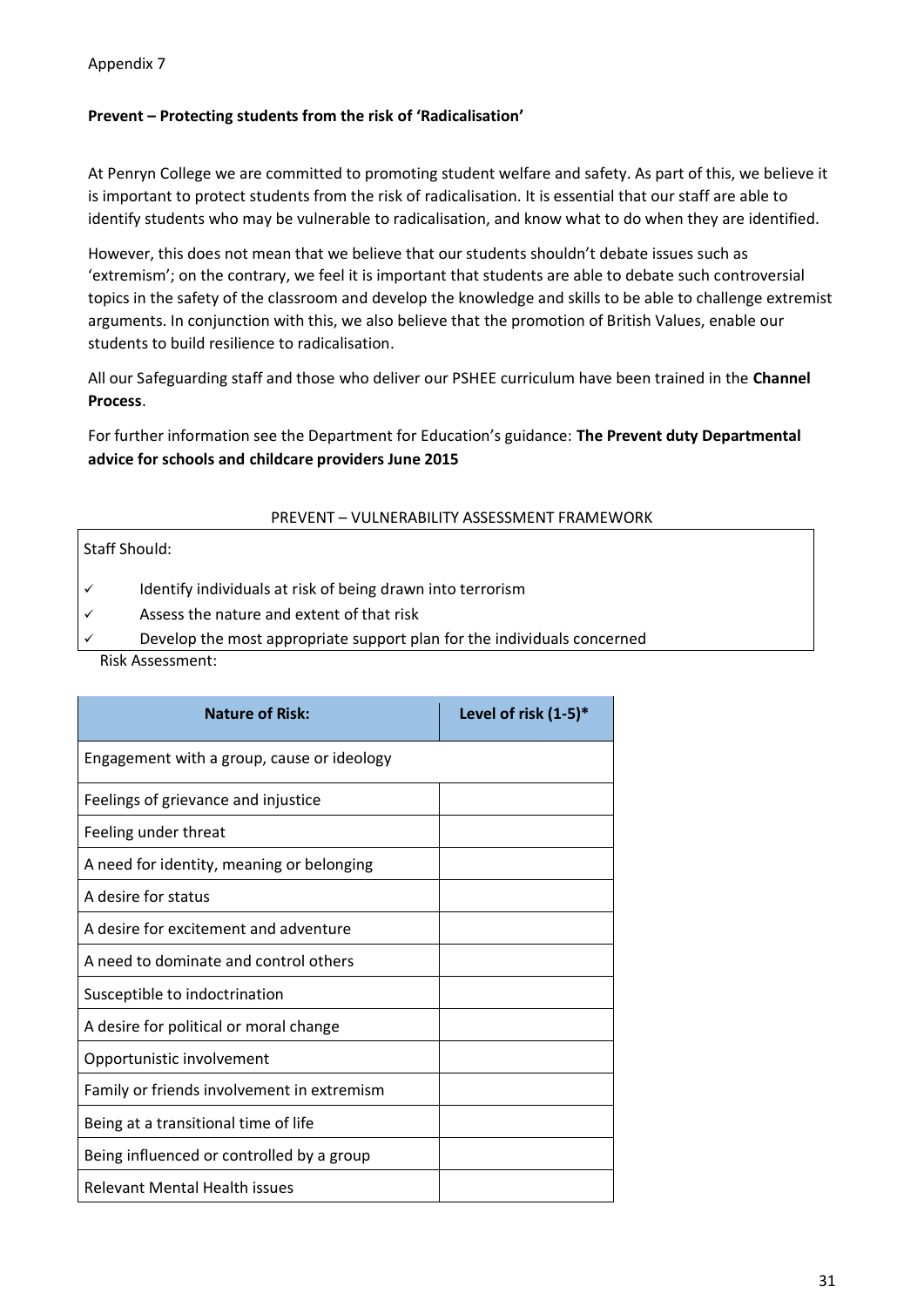Appendix 7

**Prevent – Protecting students from the risk of 'Radicalisation'**

At Penryn College we are committed to promoting student welfare and safety. As part of this, we believe it is important to protect students from the risk of radicalisation. It is essential that our staff are able to identify students who may be vulnerable to radicalisation, and know what to do when they are identified.

However, this does not mean that we believe that our students shouldn't debate issues such as 'extremism'; on the contrary, we feel it is important that students are able to debate such controversial topics in the safety of the classroom and develop the knowledge and skills to be able to challenge extremist arguments. In conjunction with this, we also believe that the promotion of British Values, enable our students to build resilience to radicalisation.

All our Safeguarding staff and those who deliver our PSHEE curriculum have been trained in the **Channel Process**.

For further information see the Department for Education's guidance: **The Prevent duty Departmental advice for schools and childcare providers June 2015**

PREVENT – VULNERABILITY ASSESSMENT FRAMEWORK

Staff Should:

- ✓ Identify individuals at risk of being drawn into terrorism
- ✓ Assess the nature and extent of that risk
- ✓ Develop the most appropriate support plan for the individuals concerned

Risk Assessment:

| Nature of Risk: | Level of risk (1-5)* |
|---|---|
| Engagement with a group, cause or ideology | |
| Feelings of grievance and injustice | |
| Feeling under threat | |
| A need for identity, meaning or belonging | |
| A desire for status | |
| A desire for excitement and adventure | |
| A need to dominate and control others | |
| Susceptible to indoctrination | |
| A desire for political or moral change | |
| Opportunistic involvement | |
| Family or friends involvement in extremism | |
| Being at a transitional time of life | |
| Being influenced or controlled by a group | |
| Relevant Mental Health issues | |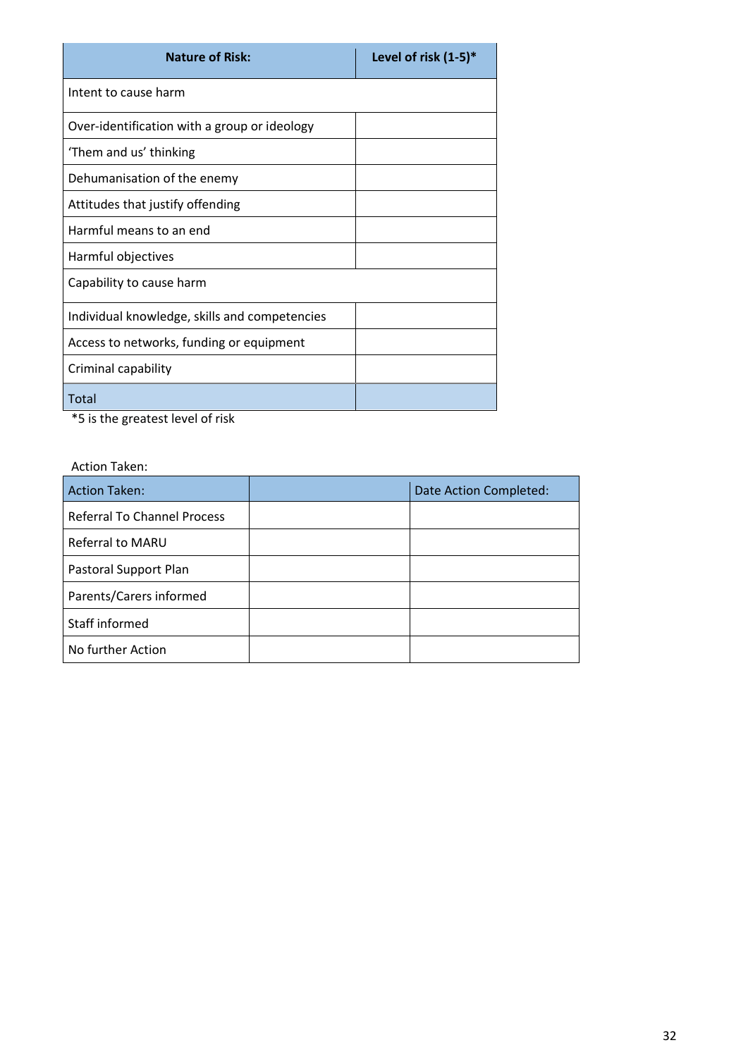| Nature of Risk: | Level of risk (1-5)* |
|---|---|
| Intent to cause harm | |
| Over-identification with a group or ideology | |
| ‘Them and us’ thinking | |
| Dehumanisation of the enemy | |
| Attitudes that justify offending | |
| Harmful means to an end | |
| Harmful objectives | |
| Capability to cause harm | |
| Individual knowledge, skills and competencies | |
| Access to networks, funding or equipment | |
| Criminal capability | |
| Total | |

*5 is the greatest level of risk

Action Taken:

| Action Taken: | | Date Action Completed: |
|---|---|---|
| Referral To Channel Process | | |
| Referral to MARU | | |
| Pastoral Support Plan | | |
| Parents/Carers informed | | |
| Staff informed | | |
| No further Action | | |